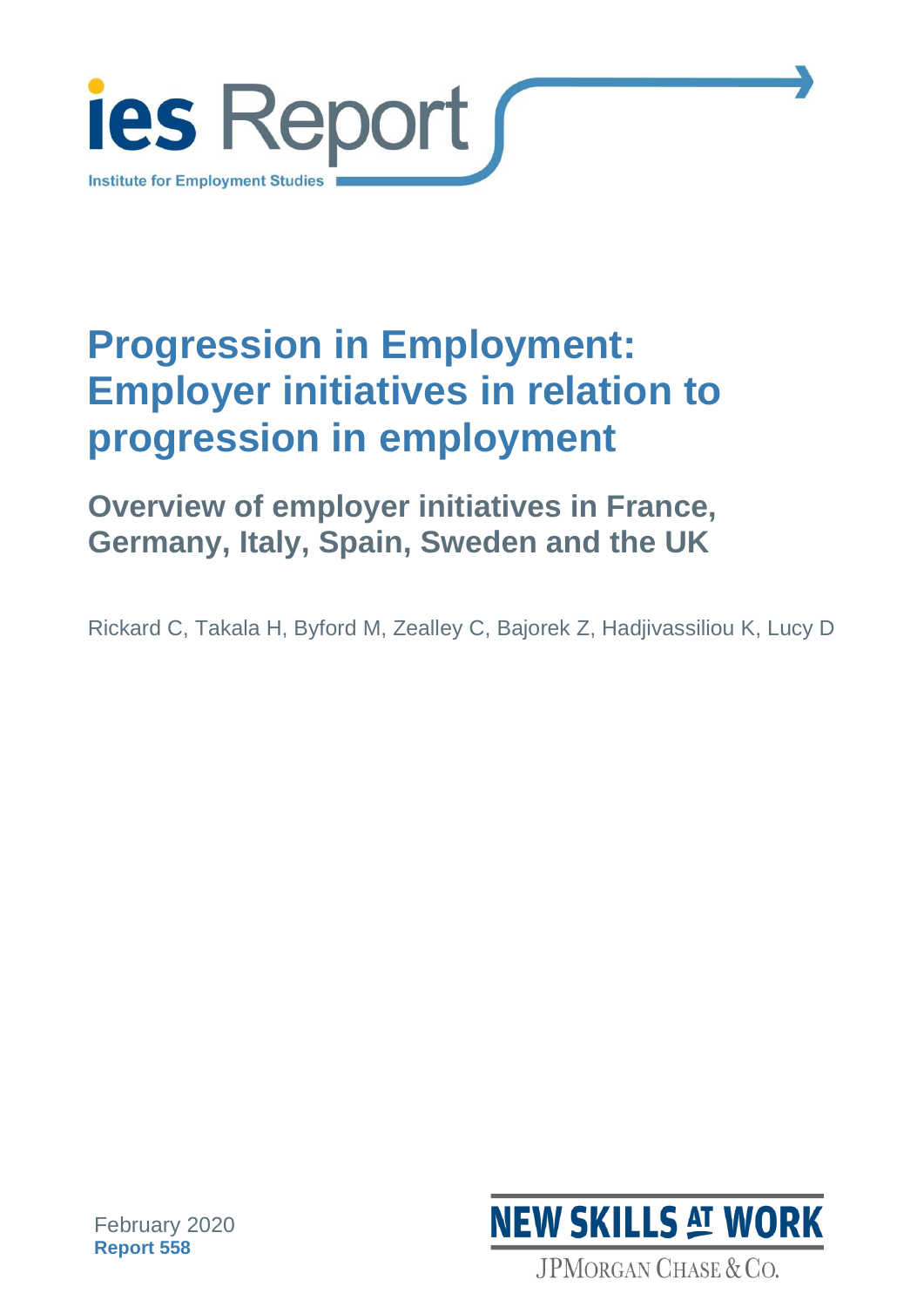ies Report

Institute for Employment Studies

# Progression in Employment: Employer initiatives in relation to progression in employment

## Overview of employer initiatives in France, Germany, Italy, Spain, Sweden and the UK

Rickard C, Takala H, Byford M, Zealley C, Bajorek Z, Hadjivassiliou K, Lucy D

February 2020
**Report 558**

NEW SKILLS AT WORK

JPMORGAN CHASE & CO.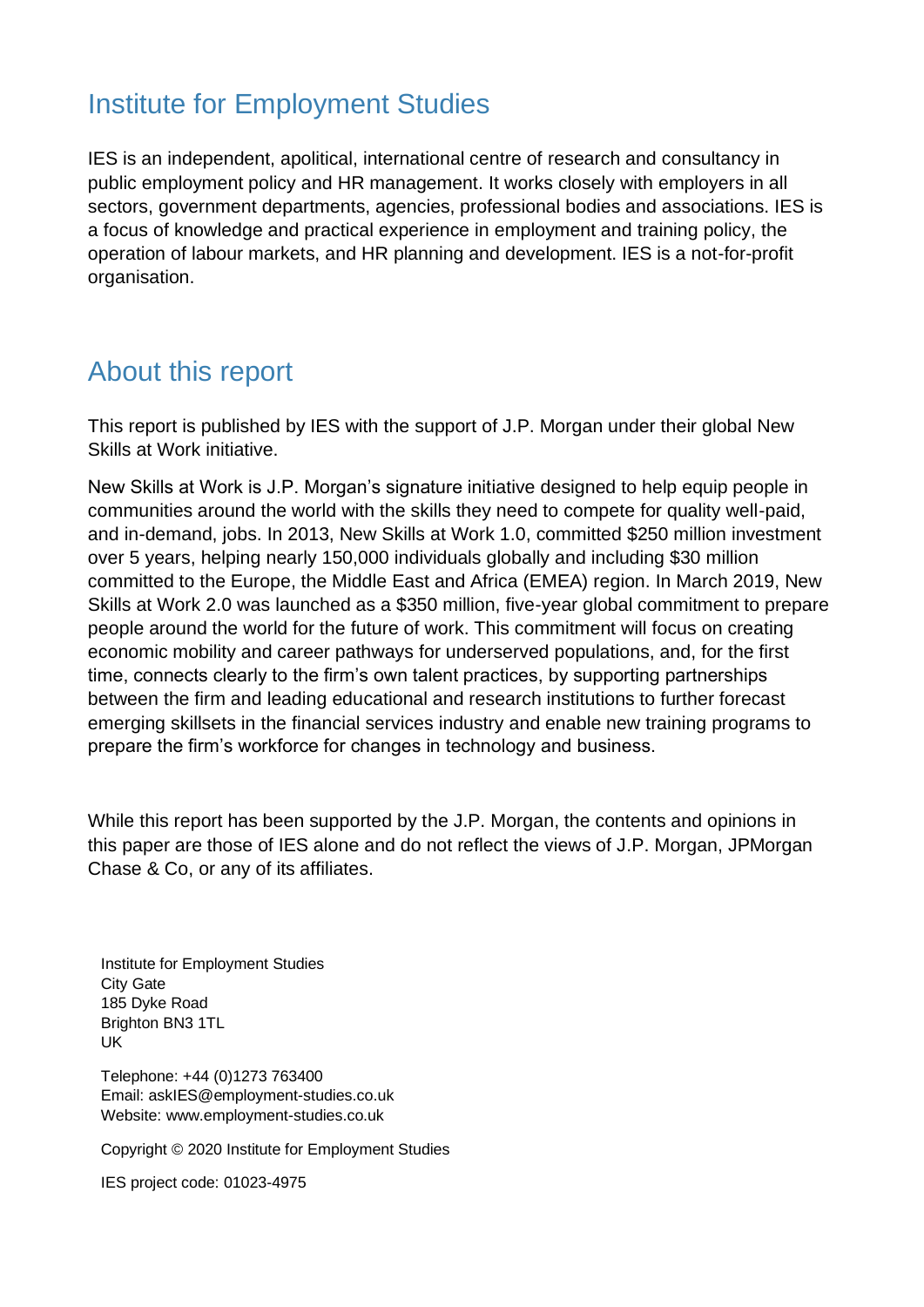## Institute for Employment Studies

IES is an independent, apolitical, international centre of research and consultancy in public employment policy and HR management. It works closely with employers in all sectors, government departments, agencies, professional bodies and associations. IES is a focus of knowledge and practical experience in employment and training policy, the operation of labour markets, and HR planning and development. IES is a not-for-profit organisation.

## About this report

This report is published by IES with the support of J.P. Morgan under their global New Skills at Work initiative.

New Skills at Work is J.P. Morgan's signature initiative designed to help equip people in communities around the world with the skills they need to compete for quality well-paid, and in-demand, jobs. In 2013, New Skills at Work 1.0, committed $250 million investment over 5 years, helping nearly 150,000 individuals globally and including $30 million committed to the Europe, the Middle East and Africa (EMEA) region. In March 2019, New Skills at Work 2.0 was launched as a $350 million, five-year global commitment to prepare people around the world for the future of work. This commitment will focus on creating economic mobility and career pathways for underserved populations, and, for the first time, connects clearly to the firm's own talent practices, by supporting partnerships between the firm and leading educational and research institutions to further forecast emerging skillsets in the financial services industry and enable new training programs to prepare the firm's workforce for changes in technology and business.

While this report has been supported by the J.P. Morgan, the contents and opinions in this paper are those of IES alone and do not reflect the views of J.P. Morgan, JPMorgan Chase & Co, or any of its affiliates.

Institute for Employment Studies
City Gate
185 Dyke Road
Brighton BN3 1TL
UK

Telephone: +44 (0)1273 763400
Email: askIES@employment-studies.co.uk
Website: www.employment-studies.co.uk

Copyright © 2020 Institute for Employment Studies

IES project code: 01023-4975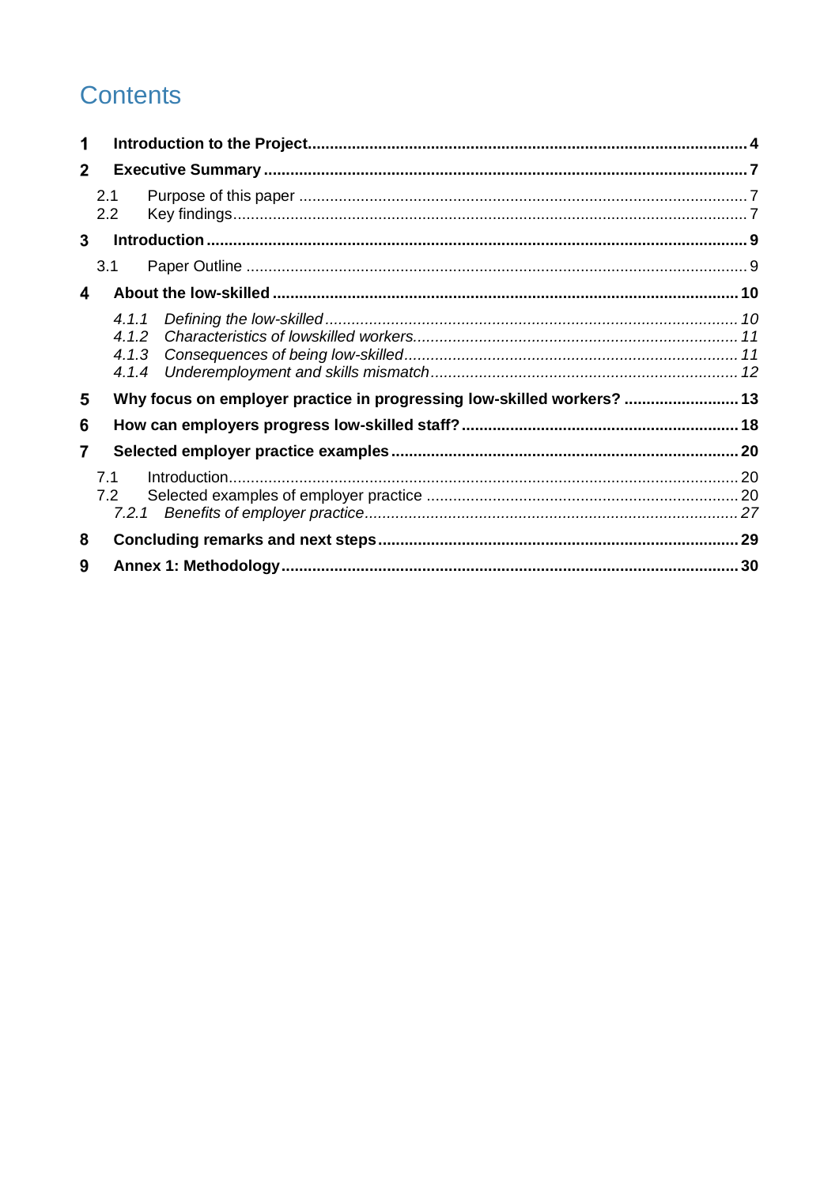# Contents

**1 Introduction to the Project** ... **4**

**2 Executive Summary** ... **7**

- 2.1 Purpose of this paper ... 7
- 2.2 Key findings ... 7

**3 Introduction** ... **9**

- 3.1 Paper Outline ... 9

**4 About the low-skilled** ... **10**

- *4.1.1 Defining the low-skilled ... 10*
- *4.1.2 Characteristics of lowskilled workers ... 11*
- *4.1.3 Consequences of being low-skilled ... 11*
- *4.1.4 Underemployment and skills mismatch ... 12*

**5 Why focus on employer practice in progressing low-skilled workers?** ... **13**

**6 How can employers progress low-skilled staff?** ... **18**

**7 Selected employer practice examples** ... **20**

- 7.1 Introduction ... 20
- 7.2 Selected examples of employer practice ... 20
  - *7.2.1 Benefits of employer practice ... 27*

**8 Concluding remarks and next steps** ... **29**

**9 Annex 1: Methodology** ... **30**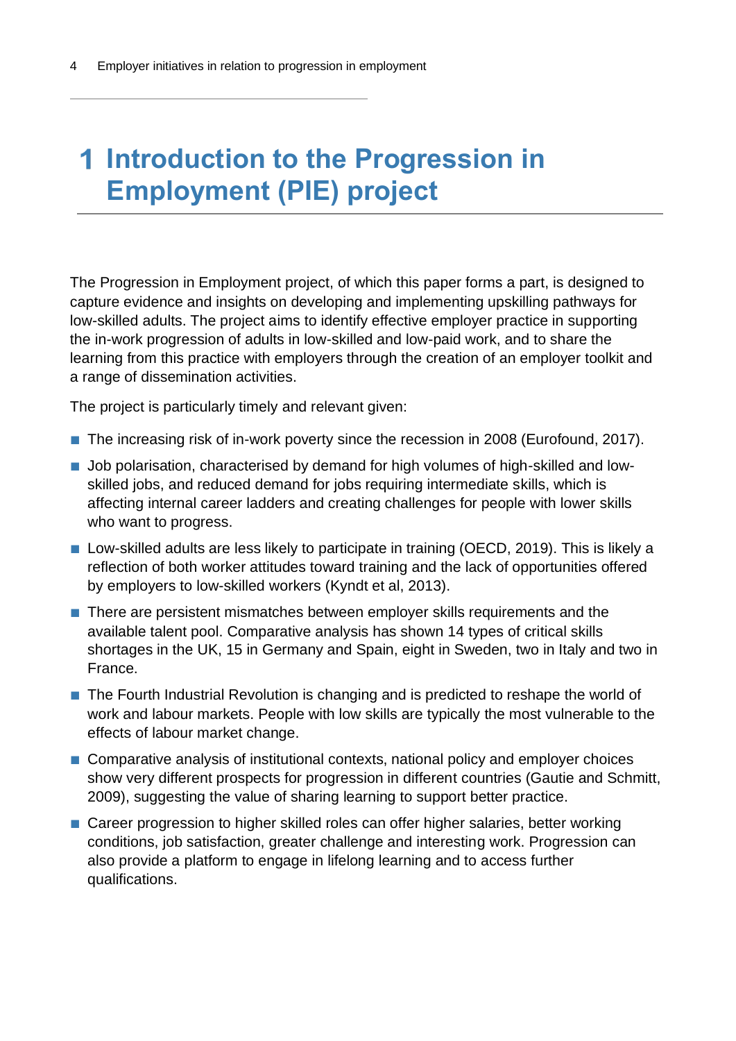# 1 Introduction to the Progression in Employment (PIE) project

The Progression in Employment project, of which this paper forms a part, is designed to capture evidence and insights on developing and implementing upskilling pathways for low-skilled adults. The project aims to identify effective employer practice in supporting the in-work progression of adults in low-skilled and low-paid work, and to share the learning from this practice with employers through the creation of an employer toolkit and a range of dissemination activities.

The project is particularly timely and relevant given:

- The increasing risk of in-work poverty since the recession in 2008 (Eurofound, 2017).
- Job polarisation, characterised by demand for high volumes of high-skilled and low-skilled jobs, and reduced demand for jobs requiring intermediate skills, which is affecting internal career ladders and creating challenges for people with lower skills who want to progress.
- Low-skilled adults are less likely to participate in training (OECD, 2019). This is likely a reflection of both worker attitudes toward training and the lack of opportunities offered by employers to low-skilled workers (Kyndt et al, 2013).
- There are persistent mismatches between employer skills requirements and the available talent pool. Comparative analysis has shown 14 types of critical skills shortages in the UK, 15 in Germany and Spain, eight in Sweden, two in Italy and two in France.
- The Fourth Industrial Revolution is changing and is predicted to reshape the world of work and labour markets. People with low skills are typically the most vulnerable to the effects of labour market change.
- Comparative analysis of institutional contexts, national policy and employer choices show very different prospects for progression in different countries (Gautie and Schmitt, 2009), suggesting the value of sharing learning to support better practice.
- Career progression to higher skilled roles can offer higher salaries, better working conditions, job satisfaction, greater challenge and interesting work. Progression can also provide a platform to engage in lifelong learning and to access further qualifications.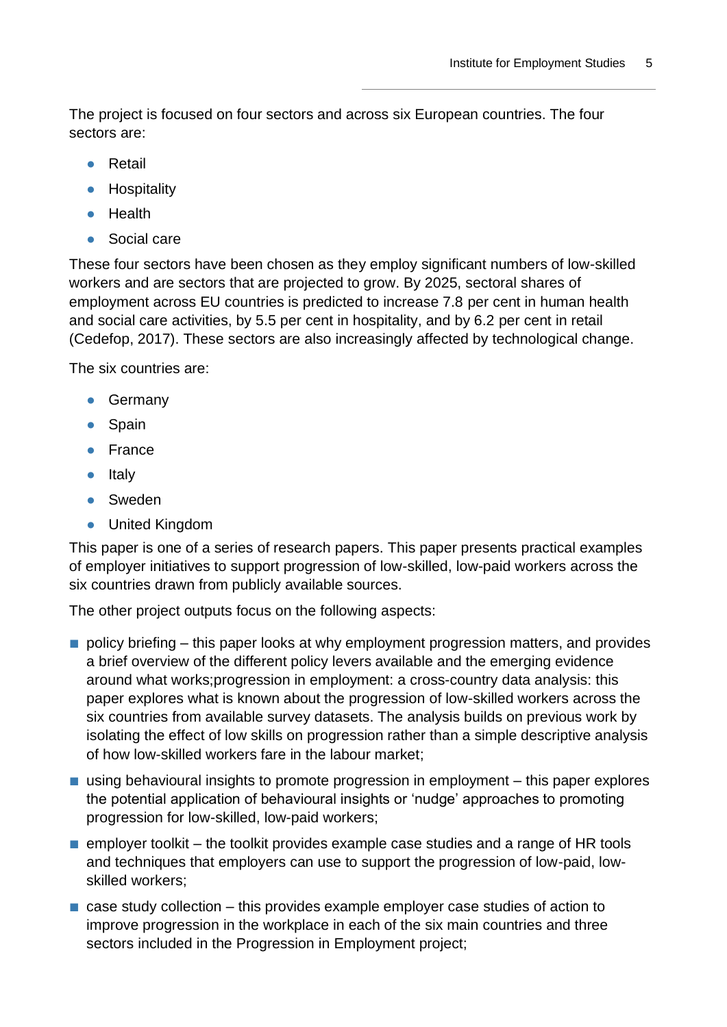The project is focused on four sectors and across six European countries. The four sectors are:

- Retail
- Hospitality
- Health
- Social care

These four sectors have been chosen as they employ significant numbers of low-skilled workers and are sectors that are projected to grow. By 2025, sectoral shares of employment across EU countries is predicted to increase 7.8 per cent in human health and social care activities, by 5.5 per cent in hospitality, and by 6.2 per cent in retail (Cedefop, 2017). These sectors are also increasingly affected by technological change.

The six countries are:

- Germany
- Spain
- France
- Italy
- Sweden
- United Kingdom

This paper is one of a series of research papers. This paper presents practical examples of employer initiatives to support progression of low-skilled, low-paid workers across the six countries drawn from publicly available sources.

The other project outputs focus on the following aspects:

- policy briefing – this paper looks at why employment progression matters, and provides a brief overview of the different policy levers available and the emerging evidence around what works;progression in employment: a cross-country data analysis: this paper explores what is known about the progression of low-skilled workers across the six countries from available survey datasets. The analysis builds on previous work by isolating the effect of low skills on progression rather than a simple descriptive analysis of how low-skilled workers fare in the labour market;
- using behavioural insights to promote progression in employment – this paper explores the potential application of behavioural insights or 'nudge' approaches to promoting progression for low-skilled, low-paid workers;
- employer toolkit – the toolkit provides example case studies and a range of HR tools and techniques that employers can use to support the progression of low-paid, low-skilled workers;
- case study collection – this provides example employer case studies of action to improve progression in the workplace in each of the six main countries and three sectors included in the Progression in Employment project;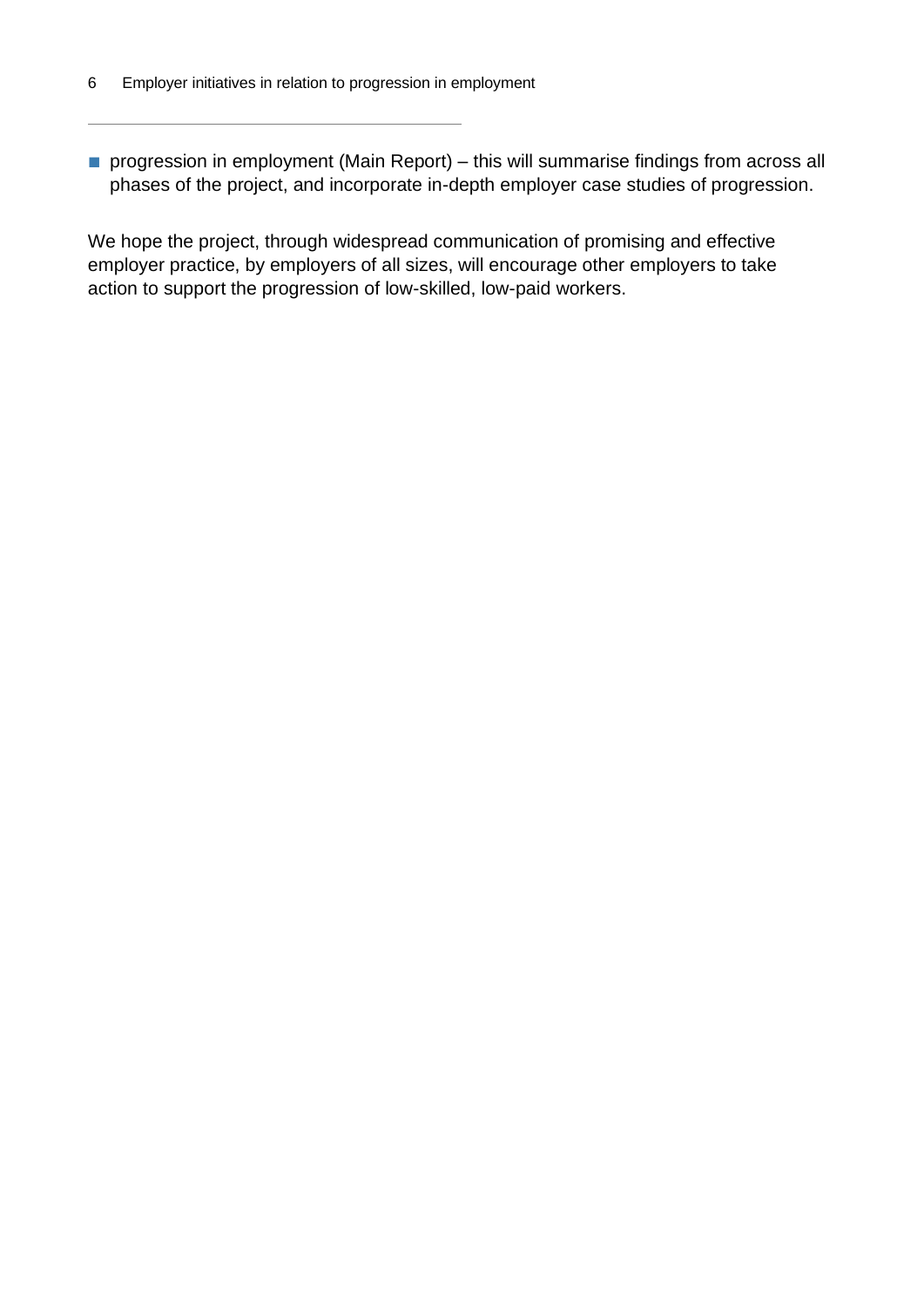- progression in employment (Main Report) – this will summarise findings from across all phases of the project, and incorporate in-depth employer case studies of progression.

We hope the project, through widespread communication of promising and effective employer practice, by employers of all sizes, will encourage other employers to take action to support the progression of low-skilled, low-paid workers.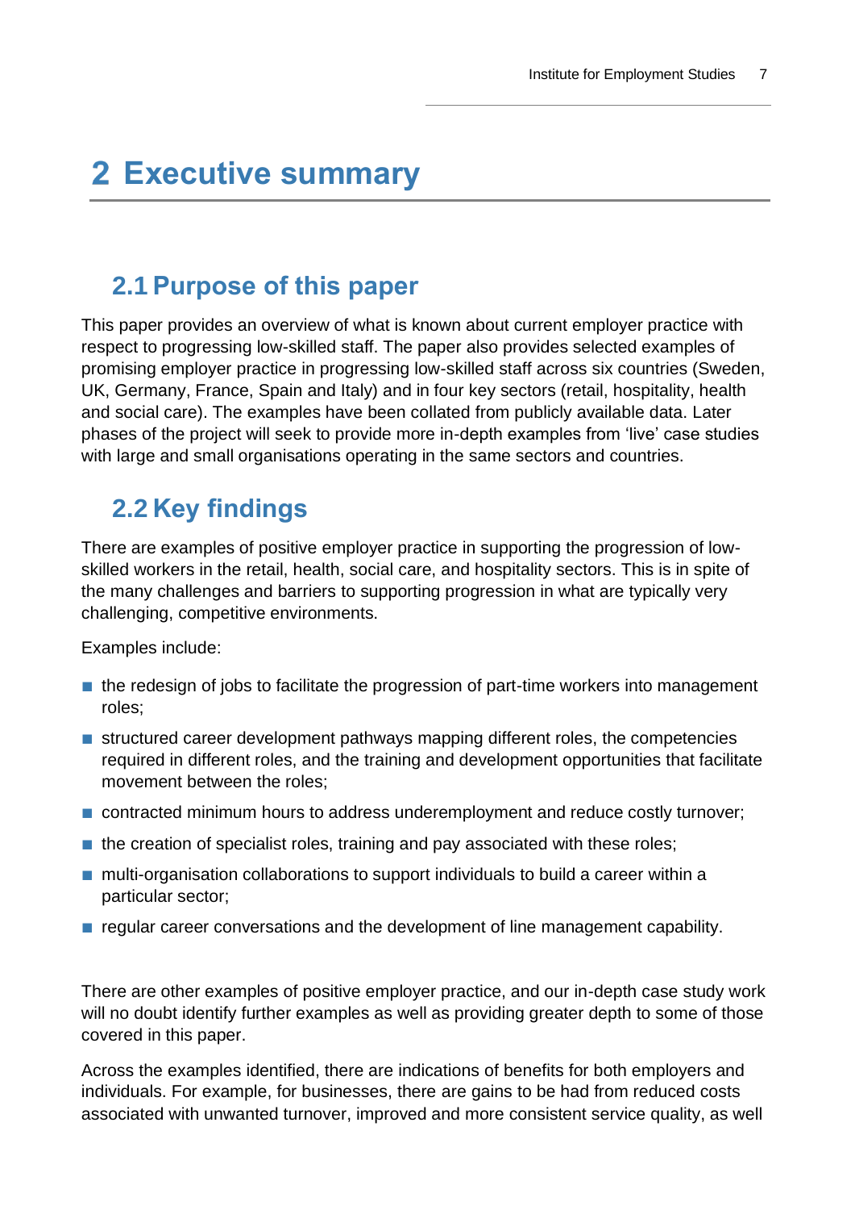# 2 Executive summary

## 2.1 Purpose of this paper

This paper provides an overview of what is known about current employer practice with respect to progressing low-skilled staff. The paper also provides selected examples of promising employer practice in progressing low-skilled staff across six countries (Sweden, UK, Germany, France, Spain and Italy) and in four key sectors (retail, hospitality, health and social care). The examples have been collated from publicly available data. Later phases of the project will seek to provide more in-depth examples from 'live' case studies with large and small organisations operating in the same sectors and countries.

## 2.2 Key findings

There are examples of positive employer practice in supporting the progression of low-skilled workers in the retail, health, social care, and hospitality sectors. This is in spite of the many challenges and barriers to supporting progression in what are typically very challenging, competitive environments.

Examples include:

- the redesign of jobs to facilitate the progression of part-time workers into management roles;
- structured career development pathways mapping different roles, the competencies required in different roles, and the training and development opportunities that facilitate movement between the roles;
- contracted minimum hours to address underemployment and reduce costly turnover;
- the creation of specialist roles, training and pay associated with these roles;
- multi-organisation collaborations to support individuals to build a career within a particular sector;
- regular career conversations and the development of line management capability.

There are other examples of positive employer practice, and our in-depth case study work will no doubt identify further examples as well as providing greater depth to some of those covered in this paper.

Across the examples identified, there are indications of benefits for both employers and individuals. For example, for businesses, there are gains to be had from reduced costs associated with unwanted turnover, improved and more consistent service quality, as well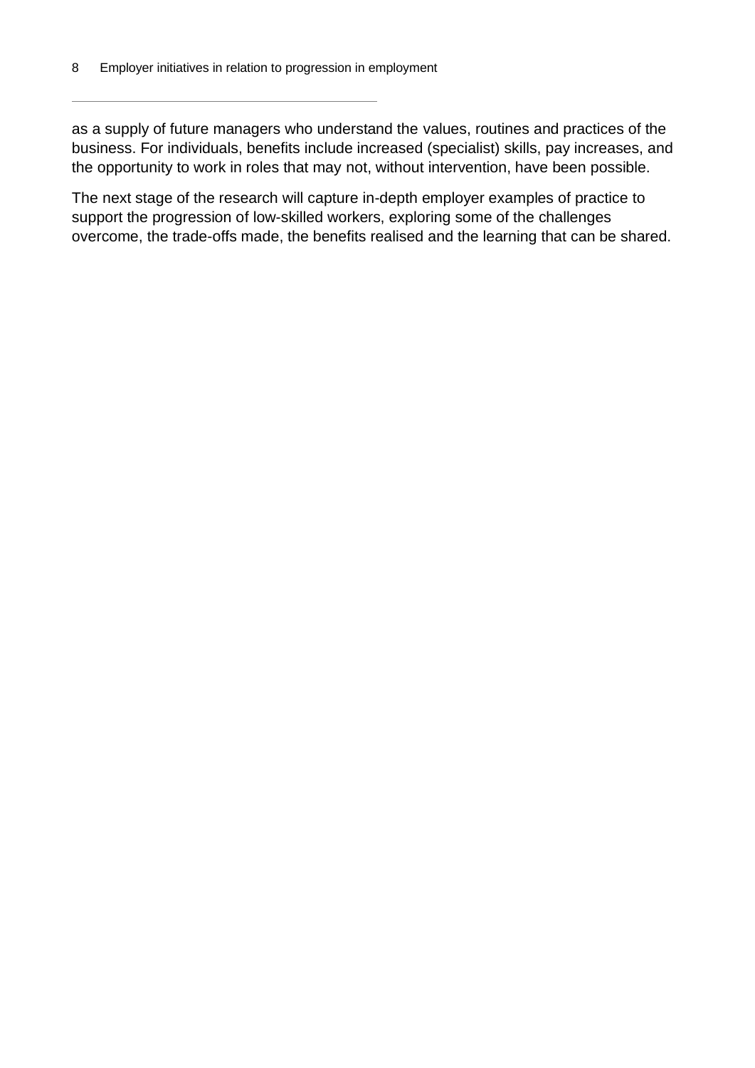as a supply of future managers who understand the values, routines and practices of the business. For individuals, benefits include increased (specialist) skills, pay increases, and the opportunity to work in roles that may not, without intervention, have been possible.

The next stage of the research will capture in-depth employer examples of practice to support the progression of low-skilled workers, exploring some of the challenges overcome, the trade-offs made, the benefits realised and the learning that can be shared.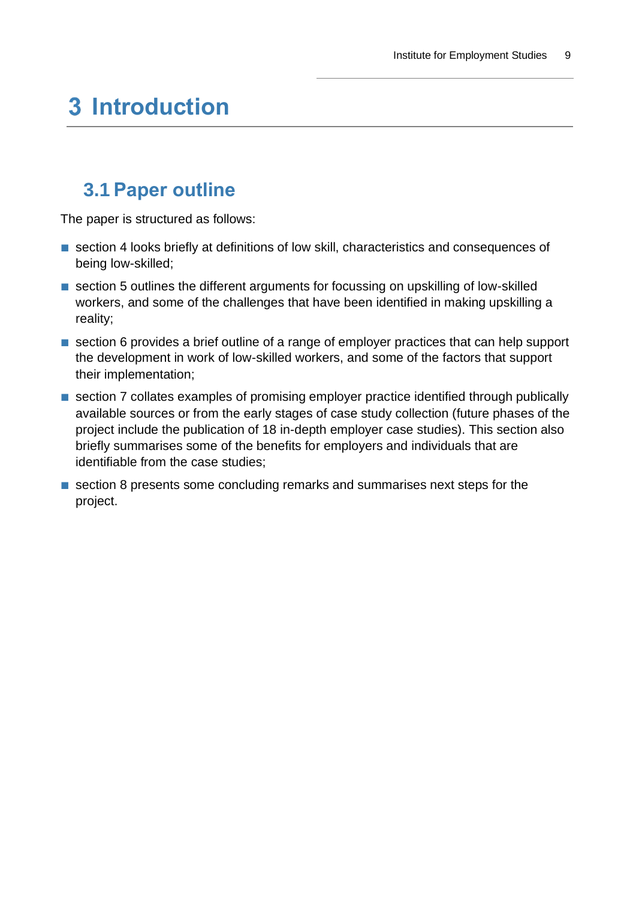# 3 Introduction

## 3.1 Paper outline

The paper is structured as follows:

- section 4 looks briefly at definitions of low skill, characteristics and consequences of being low-skilled;
- section 5 outlines the different arguments for focussing on upskilling of low-skilled workers, and some of the challenges that have been identified in making upskilling a reality;
- section 6 provides a brief outline of a range of employer practices that can help support the development in work of low-skilled workers, and some of the factors that support their implementation;
- section 7 collates examples of promising employer practice identified through publically available sources or from the early stages of case study collection (future phases of the project include the publication of 18 in-depth employer case studies). This section also briefly summarises some of the benefits for employers and individuals that are identifiable from the case studies;
- section 8 presents some concluding remarks and summarises next steps for the project.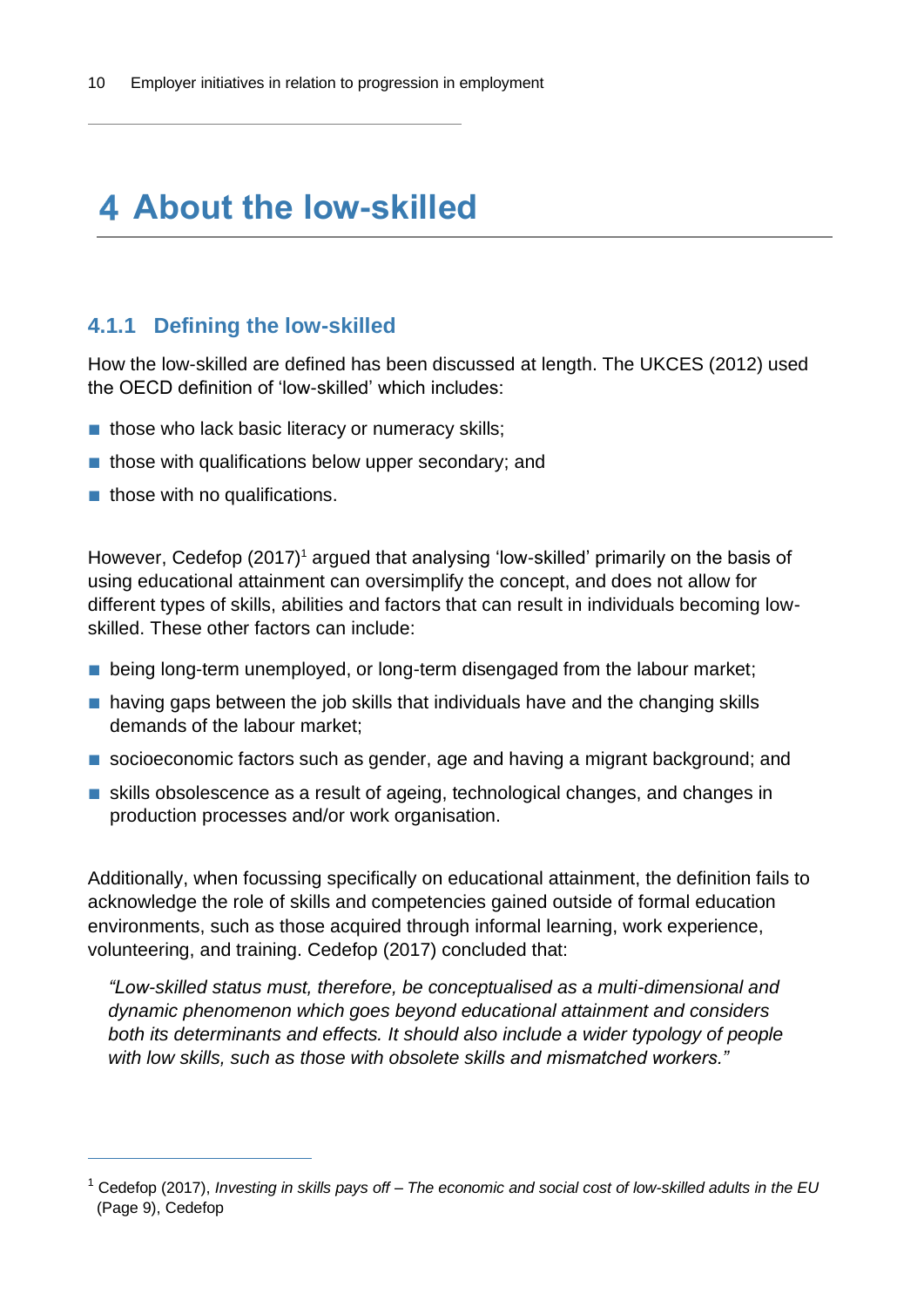# 4 About the low-skilled

### 4.1.1 Defining the low-skilled

How the low-skilled are defined has been discussed at length. The UKCES (2012) used the OECD definition of 'low-skilled' which includes:

- those who lack basic literacy or numeracy skills;
- those with qualifications below upper secondary; and
- those with no qualifications.

However, Cedefop (2017)[1] argued that analysing 'low-skilled' primarily on the basis of using educational attainment can oversimplify the concept, and does not allow for different types of skills, abilities and factors that can result in individuals becoming low-skilled. These other factors can include:

- being long-term unemployed, or long-term disengaged from the labour market;
- having gaps between the job skills that individuals have and the changing skills demands of the labour market;
- socioeconomic factors such as gender, age and having a migrant background; and
- skills obsolescence as a result of ageing, technological changes, and changes in production processes and/or work organisation.

Additionally, when focussing specifically on educational attainment, the definition fails to acknowledge the role of skills and competencies gained outside of formal education environments, such as those acquired through informal learning, work experience, volunteering, and training. Cedefop (2017) concluded that:

> *"Low-skilled status must, therefore, be conceptualised as a multi-dimensional and dynamic phenomenon which goes beyond educational attainment and considers both its determinants and effects. It should also include a wider typology of people with low skills, such as those with obsolete skills and mismatched workers."*

---

[1] Cedefop (2017), *Investing in skills pays off – The economic and social cost of low-skilled adults in the EU* (Page 9), Cedefop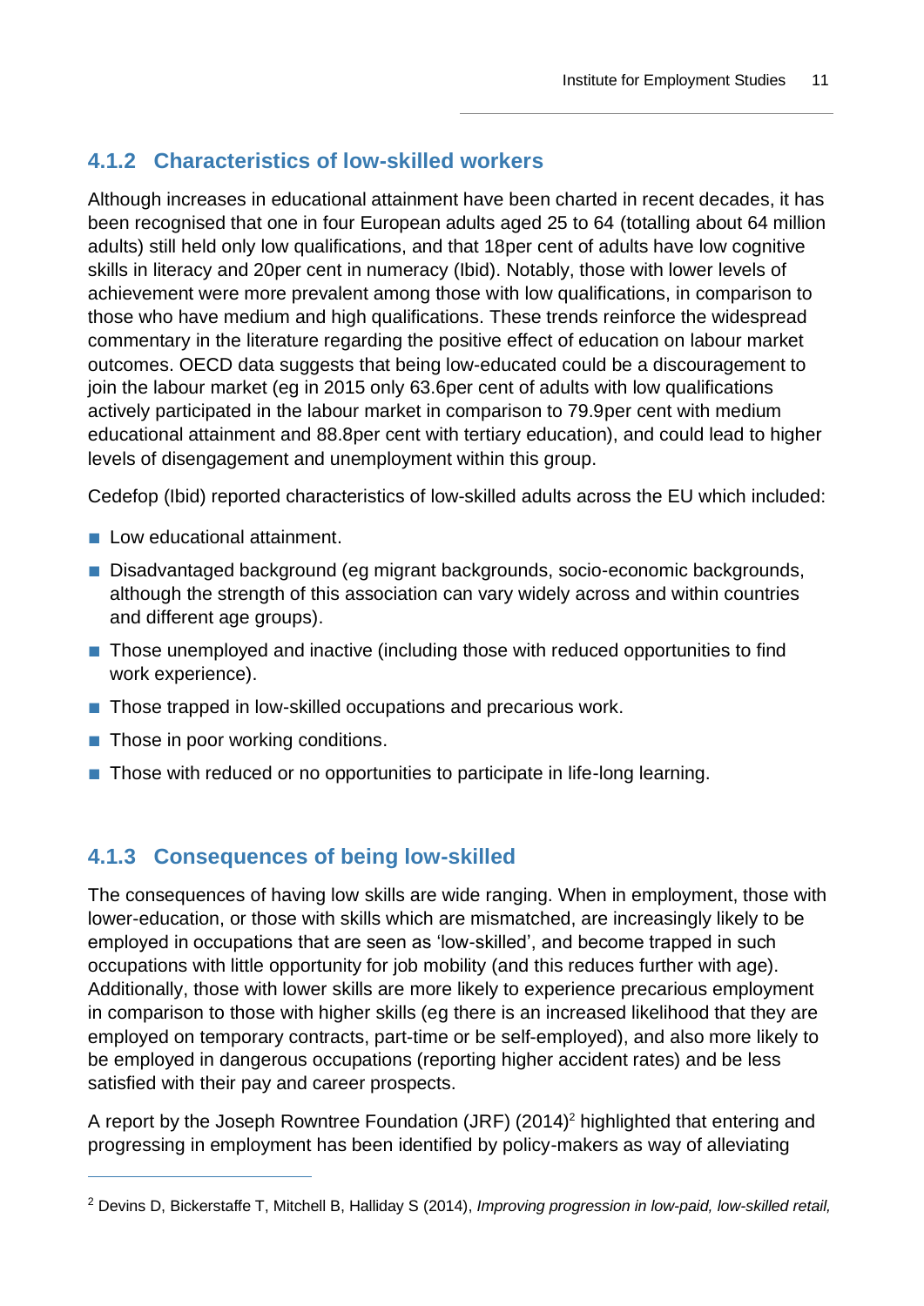### 4.1.2 Characteristics of low-skilled workers

Although increases in educational attainment have been charted in recent decades, it has been recognised that one in four European adults aged 25 to 64 (totalling about 64 million adults) still held only low qualifications, and that 18per cent of adults have low cognitive skills in literacy and 20per cent in numeracy (Ibid). Notably, those with lower levels of achievement were more prevalent among those with low qualifications, in comparison to those who have medium and high qualifications. These trends reinforce the widespread commentary in the literature regarding the positive effect of education on labour market outcomes. OECD data suggests that being low-educated could be a discouragement to join the labour market (eg in 2015 only 63.6per cent of adults with low qualifications actively participated in the labour market in comparison to 79.9per cent with medium educational attainment and 88.8per cent with tertiary education), and could lead to higher levels of disengagement and unemployment within this group.

Cedefop (Ibid) reported characteristics of low-skilled adults across the EU which included:

- Low educational attainment.
- Disadvantaged background (eg migrant backgrounds, socio-economic backgrounds, although the strength of this association can vary widely across and within countries and different age groups).
- Those unemployed and inactive (including those with reduced opportunities to find work experience).
- Those trapped in low-skilled occupations and precarious work.
- Those in poor working conditions.
- Those with reduced or no opportunities to participate in life-long learning.

### 4.1.3 Consequences of being low-skilled

The consequences of having low skills are wide ranging. When in employment, those with lower-education, or those with skills which are mismatched, are increasingly likely to be employed in occupations that are seen as 'low-skilled', and become trapped in such occupations with little opportunity for job mobility (and this reduces further with age). Additionally, those with lower skills are more likely to experience precarious employment in comparison to those with higher skills (eg there is an increased likelihood that they are employed on temporary contracts, part-time or be self-employed), and also more likely to be employed in dangerous occupations (reporting higher accident rates) and be less satisfied with their pay and career prospects.

A report by the Joseph Rowntree Foundation (JRF) (2014)[2] highlighted that entering and progressing in employment has been identified by policy-makers as way of alleviating

[2] Devins D, Bickerstaffe T, Mitchell B, Halliday S (2014), *Improving progression in low-paid, low-skilled retail,*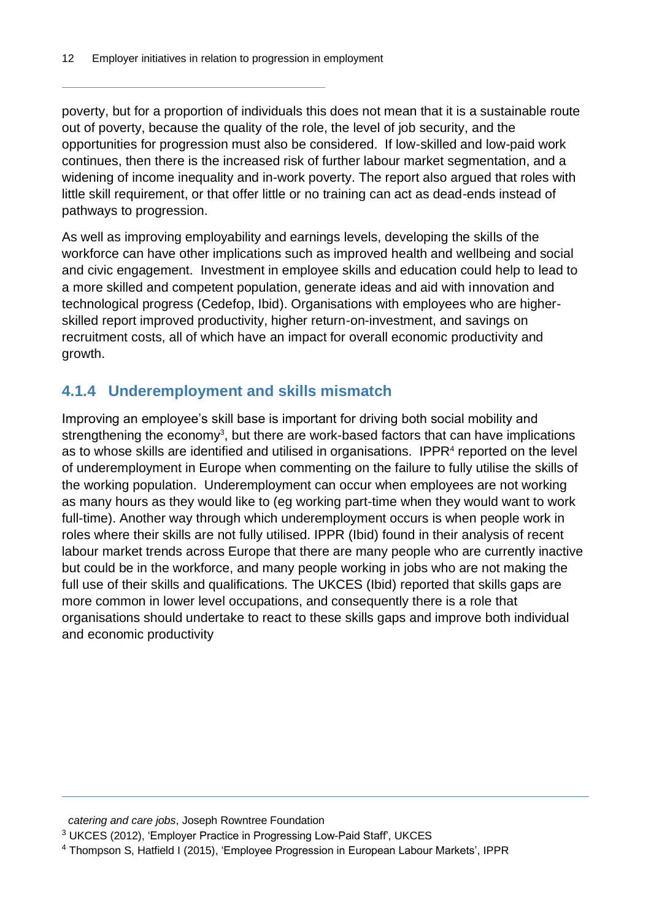poverty, but for a proportion of individuals this does not mean that it is a sustainable route out of poverty, because the quality of the role, the level of job security, and the opportunities for progression must also be considered. If low-skilled and low-paid work continues, then there is the increased risk of further labour market segmentation, and a widening of income inequality and in-work poverty. The report also argued that roles with little skill requirement, or that offer little or no training can act as dead-ends instead of pathways to progression.

As well as improving employability and earnings levels, developing the skills of the workforce can have other implications such as improved health and wellbeing and social and civic engagement. Investment in employee skills and education could help to lead to a more skilled and competent population, generate ideas and aid with innovation and technological progress (Cedefop, Ibid). Organisations with employees who are higher-skilled report improved productivity, higher return-on-investment, and savings on recruitment costs, all of which have an impact for overall economic productivity and growth.

### 4.1.4 Underemployment and skills mismatch

Improving an employee's skill base is important for driving both social mobility and strengthening the economy[3], but there are work-based factors that can have implications as to whose skills are identified and utilised in organisations. IPPR[4] reported on the level of underemployment in Europe when commenting on the failure to fully utilise the skills of the working population. Underemployment can occur when employees are not working as many hours as they would like to (eg working part-time when they would want to work full-time). Another way through which underemployment occurs is when people work in roles where their skills are not fully utilised. IPPR (Ibid) found in their analysis of recent labour market trends across Europe that there are many people who are currently inactive but could be in the workforce, and many people working in jobs who are not making the full use of their skills and qualifications. The UKCES (Ibid) reported that skills gaps are more common in lower level occupations, and consequently there is a role that organisations should undertake to react to these skills gaps and improve both individual and economic productivity

---

*catering and care jobs*, Joseph Rowntree Foundation

[3] UKCES (2012), 'Employer Practice in Progressing Low-Paid Staff', UKCES

[4] Thompson S, Hatfield I (2015), 'Employee Progression in European Labour Markets', IPPR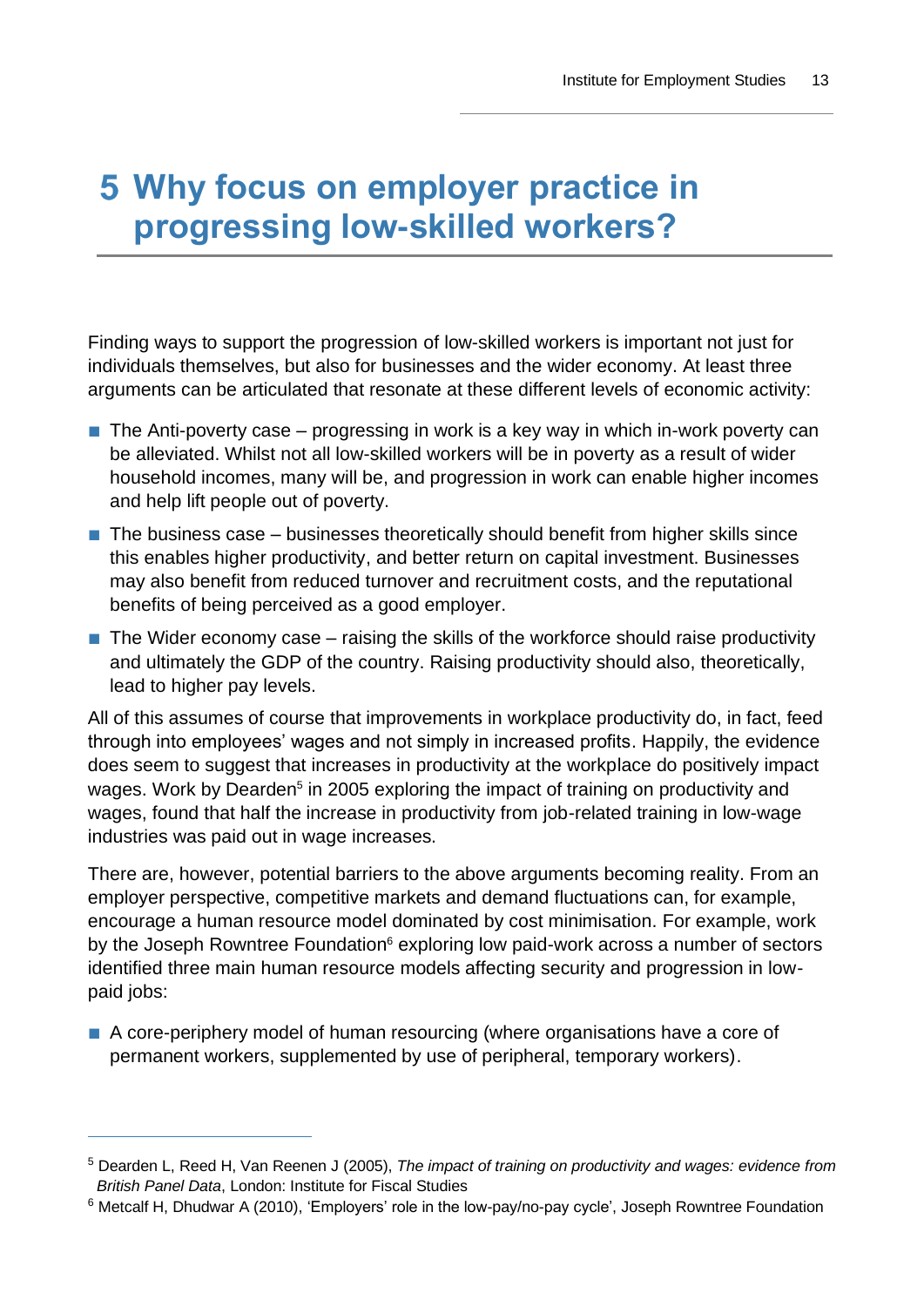# 5 Why focus on employer practice in progressing low-skilled workers?

Finding ways to support the progression of low-skilled workers is important not just for individuals themselves, but also for businesses and the wider economy. At least three arguments can be articulated that resonate at these different levels of economic activity:

- The Anti-poverty case – progressing in work is a key way in which in-work poverty can be alleviated. Whilst not all low-skilled workers will be in poverty as a result of wider household incomes, many will be, and progression in work can enable higher incomes and help lift people out of poverty.
- The business case – businesses theoretically should benefit from higher skills since this enables higher productivity, and better return on capital investment. Businesses may also benefit from reduced turnover and recruitment costs, and the reputational benefits of being perceived as a good employer.
- The Wider economy case – raising the skills of the workforce should raise productivity and ultimately the GDP of the country. Raising productivity should also, theoretically, lead to higher pay levels.

All of this assumes of course that improvements in workplace productivity do, in fact, feed through into employees' wages and not simply in increased profits. Happily, the evidence does seem to suggest that increases in productivity at the workplace do positively impact wages. Work by Dearden[5] in 2005 exploring the impact of training on productivity and wages, found that half the increase in productivity from job-related training in low-wage industries was paid out in wage increases.

There are, however, potential barriers to the above arguments becoming reality. From an employer perspective, competitive markets and demand fluctuations can, for example, encourage a human resource model dominated by cost minimisation. For example, work by the Joseph Rowntree Foundation[6] exploring low paid-work across a number of sectors identified three main human resource models affecting security and progression in low-paid jobs:

- A core-periphery model of human resourcing (where organisations have a core of permanent workers, supplemented by use of peripheral, temporary workers).

---

[5] Dearden L, Reed H, Van Reenen J (2005), *The impact of training on productivity and wages: evidence from British Panel Data*, London: Institute for Fiscal Studies

[6] Metcalf H, Dhudwar A (2010), 'Employers' role in the low-pay/no-pay cycle', Joseph Rowntree Foundation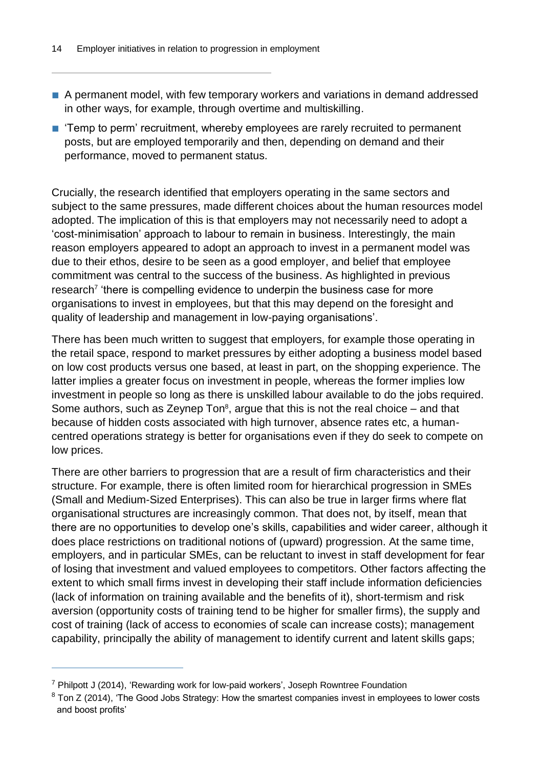- A permanent model, with few temporary workers and variations in demand addressed in other ways, for example, through overtime and multiskilling.
- 'Temp to perm' recruitment, whereby employees are rarely recruited to permanent posts, but are employed temporarily and then, depending on demand and their performance, moved to permanent status.

Crucially, the research identified that employers operating in the same sectors and subject to the same pressures, made different choices about the human resources model adopted. The implication of this is that employers may not necessarily need to adopt a 'cost-minimisation' approach to labour to remain in business. Interestingly, the main reason employers appeared to adopt an approach to invest in a permanent model was due to their ethos, desire to be seen as a good employer, and belief that employee commitment was central to the success of the business. As highlighted in previous research[7] 'there is compelling evidence to underpin the business case for more organisations to invest in employees, but that this may depend on the foresight and quality of leadership and management in low-paying organisations'.

There has been much written to suggest that employers, for example those operating in the retail space, respond to market pressures by either adopting a business model based on low cost products versus one based, at least in part, on the shopping experience. The latter implies a greater focus on investment in people, whereas the former implies low investment in people so long as there is unskilled labour available to do the jobs required. Some authors, such as Zeynep Ton[8], argue that this is not the real choice – and that because of hidden costs associated with high turnover, absence rates etc, a human-centred operations strategy is better for organisations even if they do seek to compete on low prices.

There are other barriers to progression that are a result of firm characteristics and their structure. For example, there is often limited room for hierarchical progression in SMEs (Small and Medium-Sized Enterprises). This can also be true in larger firms where flat organisational structures are increasingly common. That does not, by itself, mean that there are no opportunities to develop one's skills, capabilities and wider career, although it does place restrictions on traditional notions of (upward) progression. At the same time, employers, and in particular SMEs, can be reluctant to invest in staff development for fear of losing that investment and valued employees to competitors. Other factors affecting the extent to which small firms invest in developing their staff include information deficiencies (lack of information on training available and the benefits of it), short-termism and risk aversion (opportunity costs of training tend to be higher for smaller firms), the supply and cost of training (lack of access to economies of scale can increase costs); management capability, principally the ability of management to identify current and latent skills gaps;

---

[7] Philpott J (2014), 'Rewarding work for low-paid workers', Joseph Rowntree Foundation

[8] Ton Z (2014), 'The Good Jobs Strategy: How the smartest companies invest in employees to lower costs and boost profits'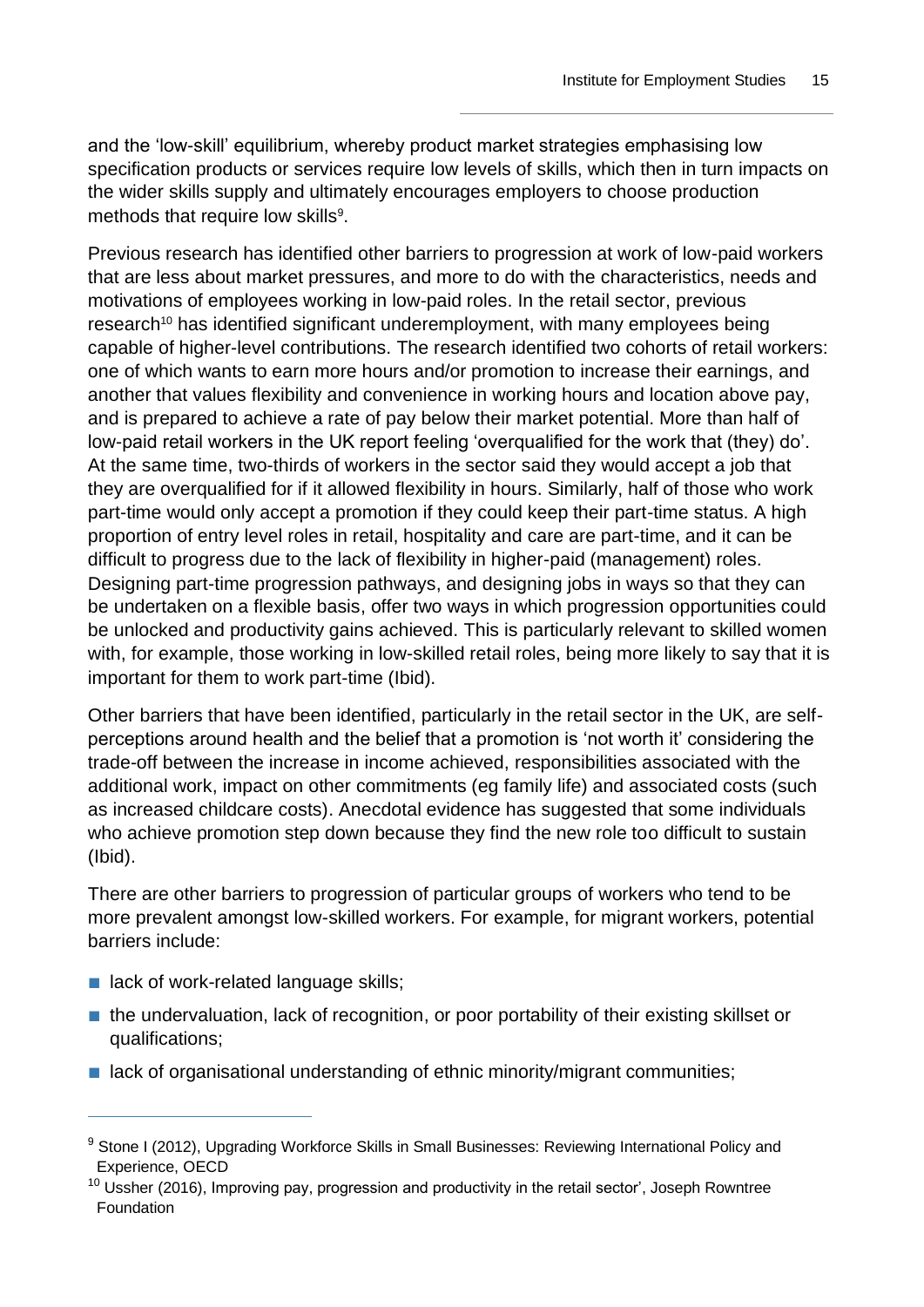and the 'low-skill' equilibrium, whereby product market strategies emphasising low specification products or services require low levels of skills, which then in turn impacts on the wider skills supply and ultimately encourages employers to choose production methods that require low skills[9].

Previous research has identified other barriers to progression at work of low-paid workers that are less about market pressures, and more to do with the characteristics, needs and motivations of employees working in low-paid roles. In the retail sector, previous research[10] has identified significant underemployment, with many employees being capable of higher-level contributions. The research identified two cohorts of retail workers: one of which wants to earn more hours and/or promotion to increase their earnings, and another that values flexibility and convenience in working hours and location above pay, and is prepared to achieve a rate of pay below their market potential. More than half of low-paid retail workers in the UK report feeling 'overqualified for the work that (they) do'. At the same time, two-thirds of workers in the sector said they would accept a job that they are overqualified for if it allowed flexibility in hours. Similarly, half of those who work part-time would only accept a promotion if they could keep their part-time status. A high proportion of entry level roles in retail, hospitality and care are part-time, and it can be difficult to progress due to the lack of flexibility in higher-paid (management) roles. Designing part-time progression pathways, and designing jobs in ways so that they can be undertaken on a flexible basis, offer two ways in which progression opportunities could be unlocked and productivity gains achieved. This is particularly relevant to skilled women with, for example, those working in low-skilled retail roles, being more likely to say that it is important for them to work part-time (Ibid).

Other barriers that have been identified, particularly in the retail sector in the UK, are self-perceptions around health and the belief that a promotion is 'not worth it' considering the trade-off between the increase in income achieved, responsibilities associated with the additional work, impact on other commitments (eg family life) and associated costs (such as increased childcare costs). Anecdotal evidence has suggested that some individuals who achieve promotion step down because they find the new role too difficult to sustain (Ibid).

There are other barriers to progression of particular groups of workers who tend to be more prevalent amongst low-skilled workers. For example, for migrant workers, potential barriers include:

- lack of work-related language skills;
- the undervaluation, lack of recognition, or poor portability of their existing skillset or qualifications;
- lack of organisational understanding of ethnic minority/migrant communities;

[9] Stone I (2012), Upgrading Workforce Skills in Small Businesses: Reviewing International Policy and Experience, OECD

[10] Ussher (2016), Improving pay, progression and productivity in the retail sector', Joseph Rowntree Foundation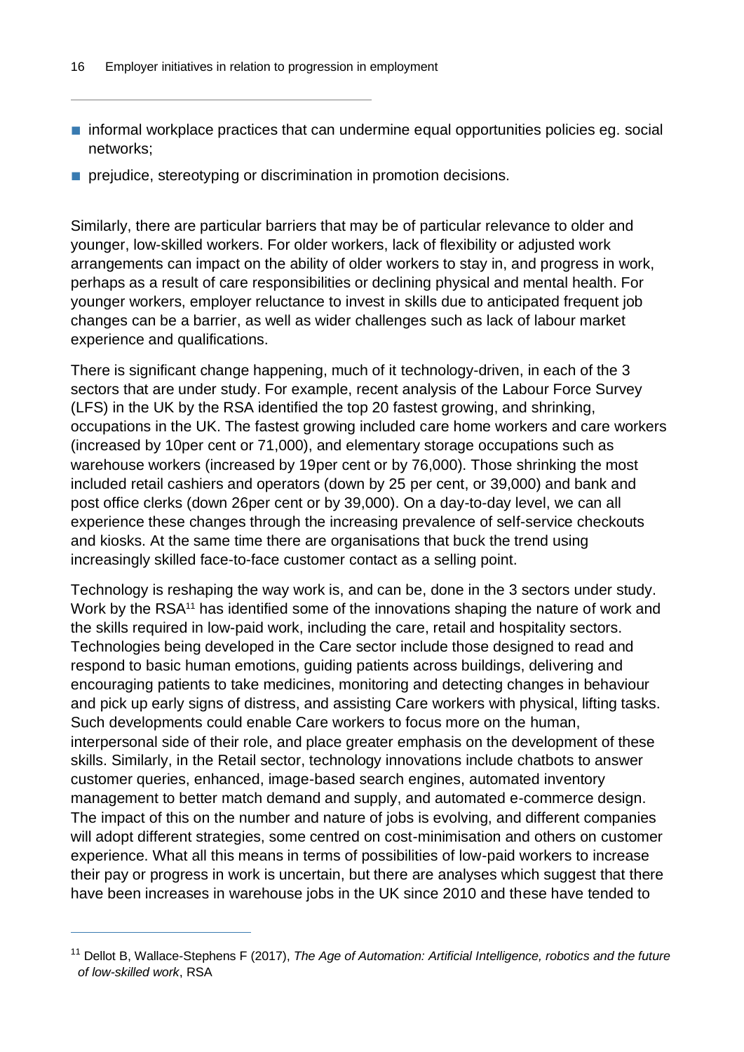- informal workplace practices that can undermine equal opportunities policies eg. social networks;
- prejudice, stereotyping or discrimination in promotion decisions.

Similarly, there are particular barriers that may be of particular relevance to older and younger, low-skilled workers. For older workers, lack of flexibility or adjusted work arrangements can impact on the ability of older workers to stay in, and progress in work, perhaps as a result of care responsibilities or declining physical and mental health. For younger workers, employer reluctance to invest in skills due to anticipated frequent job changes can be a barrier, as well as wider challenges such as lack of labour market experience and qualifications.

There is significant change happening, much of it technology-driven, in each of the 3 sectors that are under study. For example, recent analysis of the Labour Force Survey (LFS) in the UK by the RSA identified the top 20 fastest growing, and shrinking, occupations in the UK. The fastest growing included care home workers and care workers (increased by 10per cent or 71,000), and elementary storage occupations such as warehouse workers (increased by 19per cent or by 76,000). Those shrinking the most included retail cashiers and operators (down by 25 per cent, or 39,000) and bank and post office clerks (down 26per cent or by 39,000). On a day-to-day level, we can all experience these changes through the increasing prevalence of self-service checkouts and kiosks. At the same time there are organisations that buck the trend using increasingly skilled face-to-face customer contact as a selling point.

Technology is reshaping the way work is, and can be, done in the 3 sectors under study. Work by the RSA[11] has identified some of the innovations shaping the nature of work and the skills required in low-paid work, including the care, retail and hospitality sectors. Technologies being developed in the Care sector include those designed to read and respond to basic human emotions, guiding patients across buildings, delivering and encouraging patients to take medicines, monitoring and detecting changes in behaviour and pick up early signs of distress, and assisting Care workers with physical, lifting tasks. Such developments could enable Care workers to focus more on the human, interpersonal side of their role, and place greater emphasis on the development of these skills. Similarly, in the Retail sector, technology innovations include chatbots to answer customer queries, enhanced, image-based search engines, automated inventory management to better match demand and supply, and automated e-commerce design. The impact of this on the number and nature of jobs is evolving, and different companies will adopt different strategies, some centred on cost-minimisation and others on customer experience. What all this means in terms of possibilities of low-paid workers to increase their pay or progress in work is uncertain, but there are analyses which suggest that there have been increases in warehouse jobs in the UK since 2010 and these have tended to

[11] Dellot B, Wallace-Stephens F (2017), *The Age of Automation: Artificial Intelligence, robotics and the future of low-skilled work*, RSA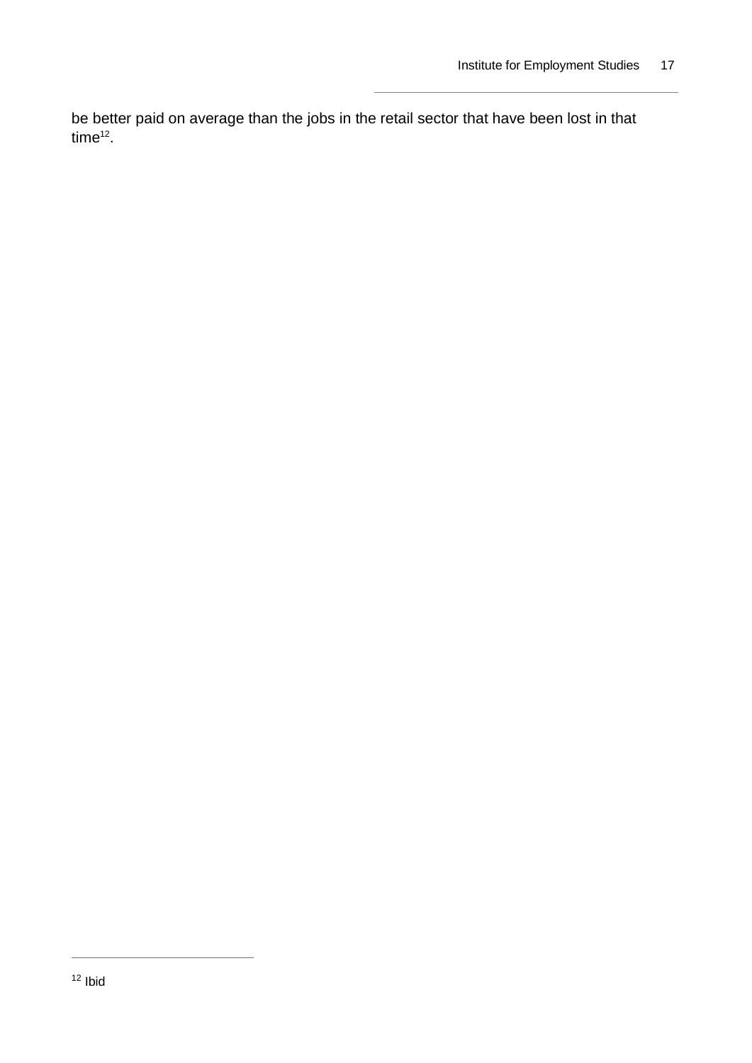be better paid on average than the jobs in the retail sector that have been lost in that time[12].

[12] Ibid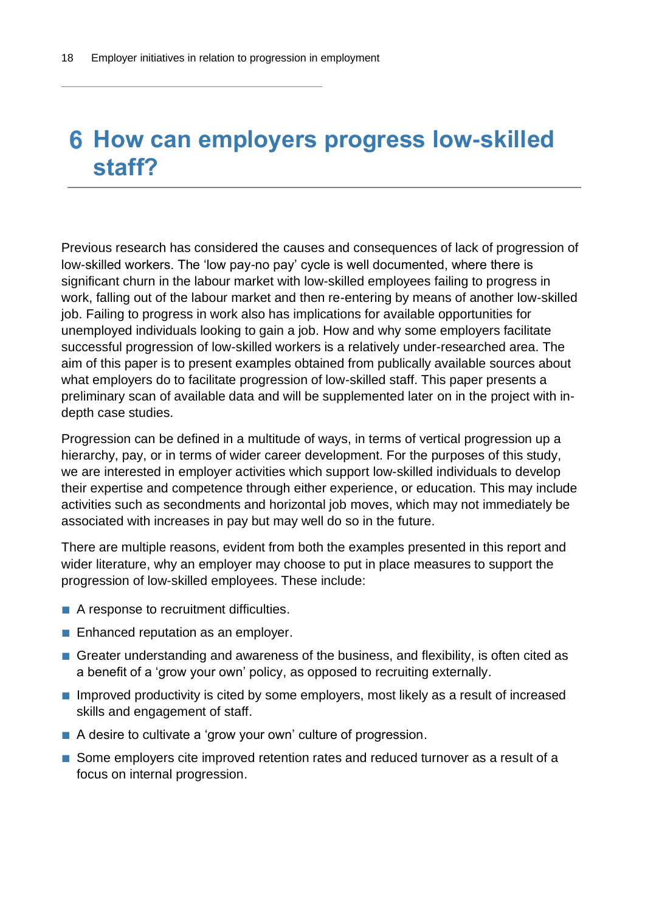# 6 How can employers progress low-skilled staff?

Previous research has considered the causes and consequences of lack of progression of low-skilled workers. The 'low pay-no pay' cycle is well documented, where there is significant churn in the labour market with low-skilled employees failing to progress in work, falling out of the labour market and then re-entering by means of another low-skilled job. Failing to progress in work also has implications for available opportunities for unemployed individuals looking to gain a job. How and why some employers facilitate successful progression of low-skilled workers is a relatively under-researched area. The aim of this paper is to present examples obtained from publically available sources about what employers do to facilitate progression of low-skilled staff. This paper presents a preliminary scan of available data and will be supplemented later on in the project with in-depth case studies.

Progression can be defined in a multitude of ways, in terms of vertical progression up a hierarchy, pay, or in terms of wider career development. For the purposes of this study, we are interested in employer activities which support low-skilled individuals to develop their expertise and competence through either experience, or education. This may include activities such as secondments and horizontal job moves, which may not immediately be associated with increases in pay but may well do so in the future.

There are multiple reasons, evident from both the examples presented in this report and wider literature, why an employer may choose to put in place measures to support the progression of low-skilled employees. These include:

- A response to recruitment difficulties.
- Enhanced reputation as an employer.
- Greater understanding and awareness of the business, and flexibility, is often cited as a benefit of a 'grow your own' policy, as opposed to recruiting externally.
- Improved productivity is cited by some employers, most likely as a result of increased skills and engagement of staff.
- A desire to cultivate a 'grow your own' culture of progression.
- Some employers cite improved retention rates and reduced turnover as a result of a focus on internal progression.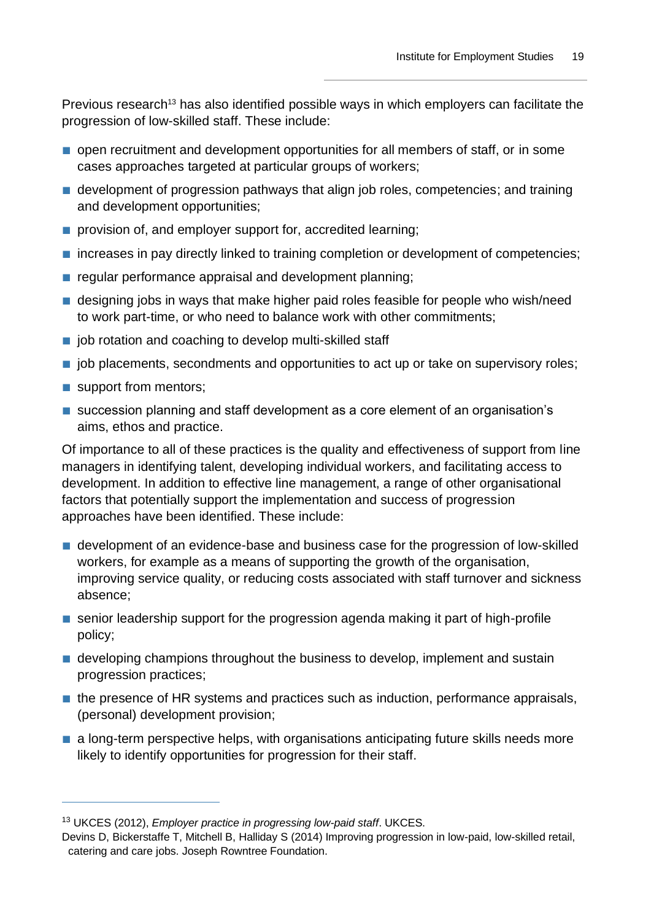Previous research[13] has also identified possible ways in which employers can facilitate the progression of low-skilled staff. These include:

- open recruitment and development opportunities for all members of staff, or in some cases approaches targeted at particular groups of workers;
- development of progression pathways that align job roles, competencies; and training and development opportunities;
- provision of, and employer support for, accredited learning;
- increases in pay directly linked to training completion or development of competencies;
- regular performance appraisal and development planning;
- designing jobs in ways that make higher paid roles feasible for people who wish/need to work part-time, or who need to balance work with other commitments;
- job rotation and coaching to develop multi-skilled staff
- job placements, secondments and opportunities to act up or take on supervisory roles;
- support from mentors;
- succession planning and staff development as a core element of an organisation's aims, ethos and practice.

Of importance to all of these practices is the quality and effectiveness of support from line managers in identifying talent, developing individual workers, and facilitating access to development. In addition to effective line management, a range of other organisational factors that potentially support the implementation and success of progression approaches have been identified. These include:

- development of an evidence-base and business case for the progression of low-skilled workers, for example as a means of supporting the growth of the organisation, improving service quality, or reducing costs associated with staff turnover and sickness absence;
- senior leadership support for the progression agenda making it part of high-profile policy;
- developing champions throughout the business to develop, implement and sustain progression practices;
- the presence of HR systems and practices such as induction, performance appraisals, (personal) development provision;
- a long-term perspective helps, with organisations anticipating future skills needs more likely to identify opportunities for progression for their staff.

---

[13] UKCES (2012), *Employer practice in progressing low-paid staff*. UKCES.
Devins D, Bickerstaffe T, Mitchell B, Halliday S (2014) Improving progression in low-paid, low-skilled retail, catering and care jobs. Joseph Rowntree Foundation.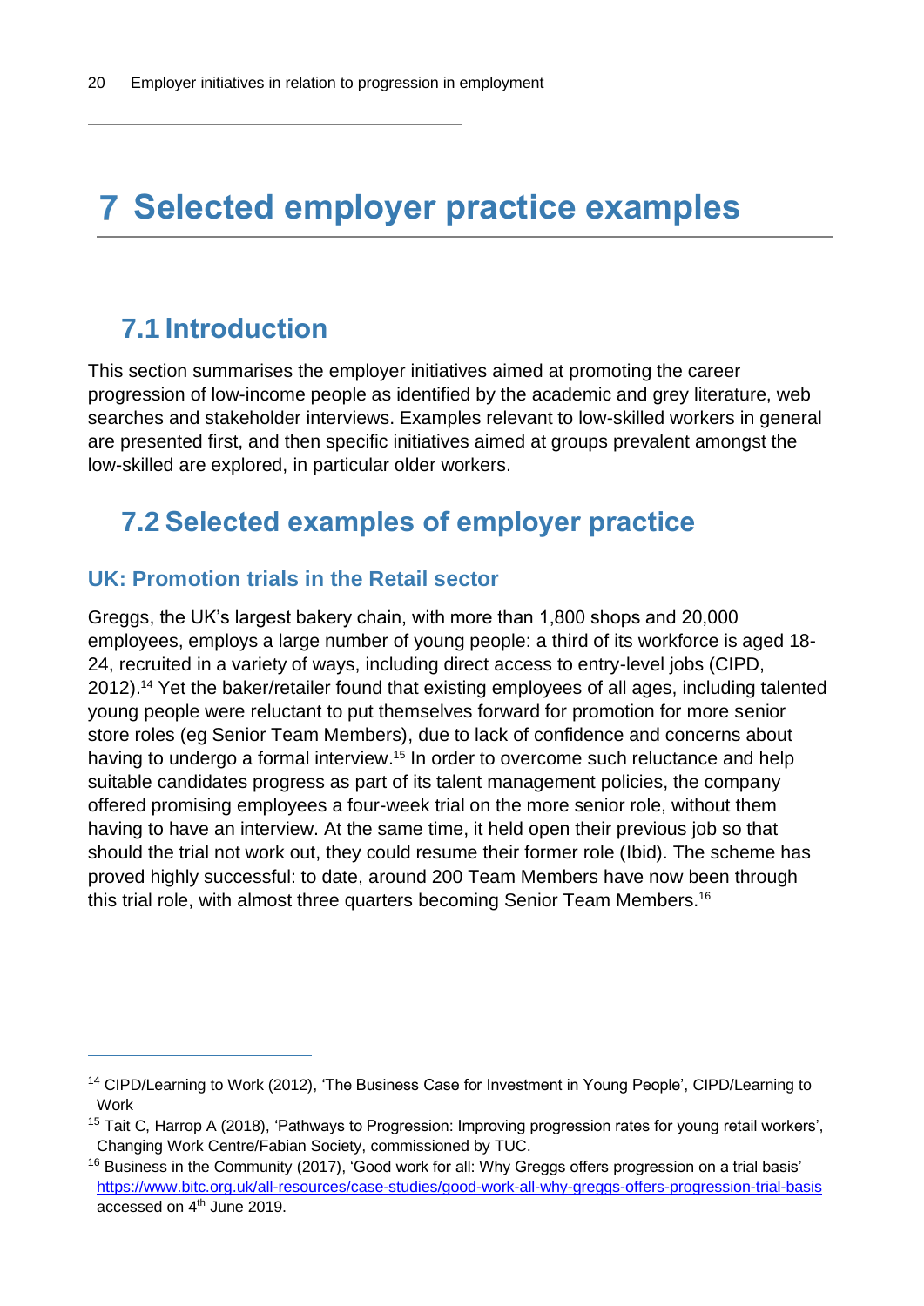# 7 Selected employer practice examples

## 7.1 Introduction

This section summarises the employer initiatives aimed at promoting the career progression of low-income people as identified by the academic and grey literature, web searches and stakeholder interviews. Examples relevant to low-skilled workers in general are presented first, and then specific initiatives aimed at groups prevalent amongst the low-skilled are explored, in particular older workers.

## 7.2 Selected examples of employer practice

### UK: Promotion trials in the Retail sector

Greggs, the UK's largest bakery chain, with more than 1,800 shops and 20,000 employees, employs a large number of young people: a third of its workforce is aged 18-24, recruited in a variety of ways, including direct access to entry-level jobs (CIPD, 2012).[14] Yet the baker/retailer found that existing employees of all ages, including talented young people were reluctant to put themselves forward for promotion for more senior store roles (eg Senior Team Members), due to lack of confidence and concerns about having to undergo a formal interview.[15] In order to overcome such reluctance and help suitable candidates progress as part of its talent management policies, the company offered promising employees a four-week trial on the more senior role, without them having to have an interview. At the same time, it held open their previous job so that should the trial not work out, they could resume their former role (Ibid). The scheme has proved highly successful: to date, around 200 Team Members have now been through this trial role, with almost three quarters becoming Senior Team Members.[16]

---

[14] CIPD/Learning to Work (2012), 'The Business Case for Investment in Young People', CIPD/Learning to Work

[15] Tait C, Harrop A (2018), 'Pathways to Progression: Improving progression rates for young retail workers', Changing Work Centre/Fabian Society, commissioned by TUC.

[16] Business in the Community (2017), 'Good work for all: Why Greggs offers progression on a trial basis' https://www.bitc.org.uk/all-resources/case-studies/good-work-all-why-greggs-offers-progression-trial-basis accessed on 4th June 2019.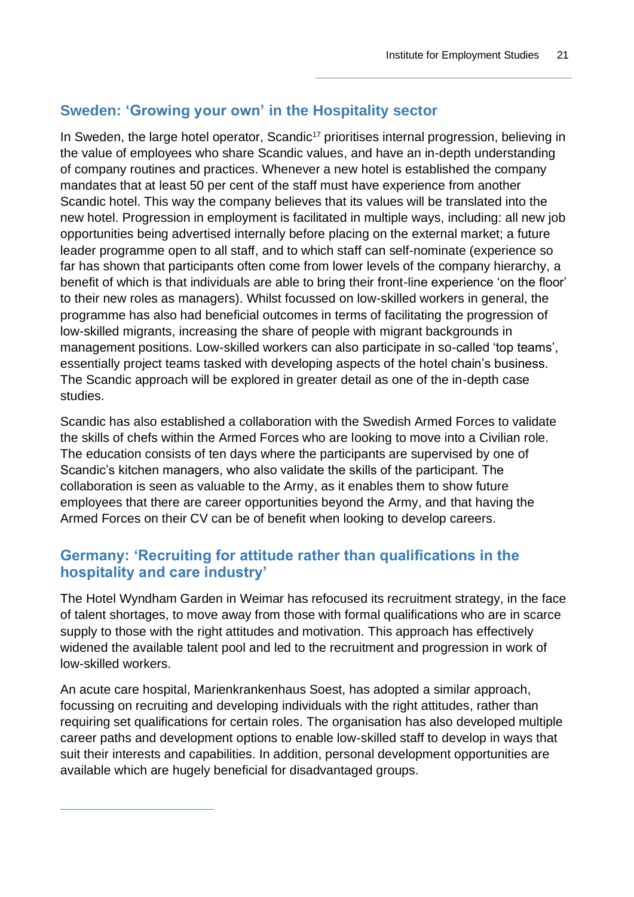## Sweden: 'Growing your own' in the Hospitality sector

In Sweden, the large hotel operator, Scandic[17] prioritises internal progression, believing in the value of employees who share Scandic values, and have an in-depth understanding of company routines and practices. Whenever a new hotel is established the company mandates that at least 50 per cent of the staff must have experience from another Scandic hotel. This way the company believes that its values will be translated into the new hotel. Progression in employment is facilitated in multiple ways, including: all new job opportunities being advertised internally before placing on the external market; a future leader programme open to all staff, and to which staff can self-nominate (experience so far has shown that participants often come from lower levels of the company hierarchy, a benefit of which is that individuals are able to bring their front-line experience 'on the floor' to their new roles as managers). Whilst focussed on low-skilled workers in general, the programme has also had beneficial outcomes in terms of facilitating the progression of low-skilled migrants, increasing the share of people with migrant backgrounds in management positions. Low-skilled workers can also participate in so-called 'top teams', essentially project teams tasked with developing aspects of the hotel chain's business. The Scandic approach will be explored in greater detail as one of the in-depth case studies.

Scandic has also established a collaboration with the Swedish Armed Forces to validate the skills of chefs within the Armed Forces who are looking to move into a Civilian role. The education consists of ten days where the participants are supervised by one of Scandic's kitchen managers, who also validate the skills of the participant. The collaboration is seen as valuable to the Army, as it enables them to show future employees that there are career opportunities beyond the Army, and that having the Armed Forces on their CV can be of benefit when looking to develop careers.

## Germany: 'Recruiting for attitude rather than qualifications in the hospitality and care industry'

The Hotel Wyndham Garden in Weimar has refocused its recruitment strategy, in the face of talent shortages, to move away from those with formal qualifications who are in scarce supply to those with the right attitudes and motivation. This approach has effectively widened the available talent pool and led to the recruitment and progression in work of low-skilled workers.

An acute care hospital, Marienkrankenhaus Soest, has adopted a similar approach, focussing on recruiting and developing individuals with the right attitudes, rather than requiring set qualifications for certain roles. The organisation has also developed multiple career paths and development options to enable low-skilled staff to develop in ways that suit their interests and capabilities. In addition, personal development opportunities are available which are hugely beneficial for disadvantaged groups.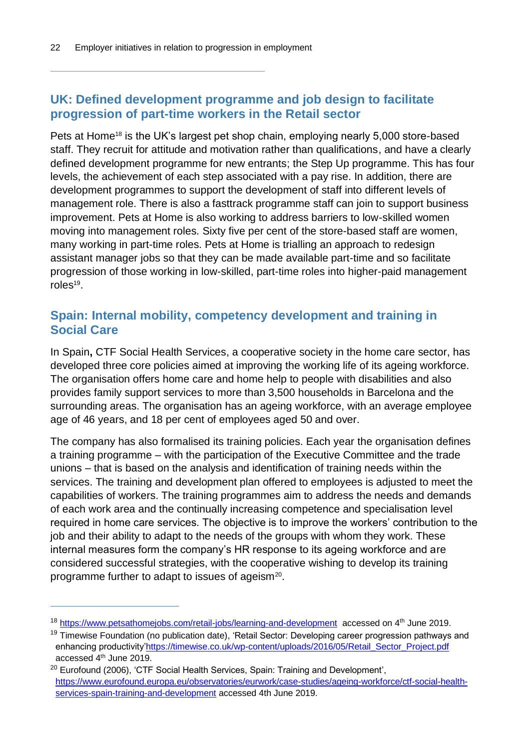## UK: Defined development programme and job design to facilitate progression of part-time workers in the Retail sector

Pets at Home[18] is the UK's largest pet shop chain, employing nearly 5,000 store-based staff. They recruit for attitude and motivation rather than qualifications, and have a clearly defined development programme for new entrants; the Step Up programme. This has four levels, the achievement of each step associated with a pay rise. In addition, there are development programmes to support the development of staff into different levels of management role. There is also a fasttrack programme staff can join to support business improvement. Pets at Home is also working to address barriers to low-skilled women moving into management roles. Sixty five per cent of the store-based staff are women, many working in part-time roles. Pets at Home is trialling an approach to redesign assistant manager jobs so that they can be made available part-time and so facilitate progression of those working in low-skilled, part-time roles into higher-paid management roles[19].

## Spain: Internal mobility, competency development and training in Social Care

In Spain**,** CTF Social Health Services, a cooperative society in the home care sector, has developed three core policies aimed at improving the working life of its ageing workforce. The organisation offers home care and home help to people with disabilities and also provides family support services to more than 3,500 households in Barcelona and the surrounding areas. The organisation has an ageing workforce, with an average employee age of 46 years, and 18 per cent of employees aged 50 and over.

The company has also formalised its training policies. Each year the organisation defines a training programme – with the participation of the Executive Committee and the trade unions – that is based on the analysis and identification of training needs within the services. The training and development plan offered to employees is adjusted to meet the capabilities of workers. The training programmes aim to address the needs and demands of each work area and the continually increasing competence and specialisation level required in home care services. The objective is to improve the workers' contribution to the job and their ability to adapt to the needs of the groups with whom they work. These internal measures form the company's HR response to its ageing workforce and are considered successful strategies, with the cooperative wishing to develop its training programme further to adapt to issues of ageism[20].

---

[18] https://www.petsathomejobs.com/retail-jobs/learning-and-development accessed on 4th June 2019.

[19] Timewise Foundation (no publication date), 'Retail Sector: Developing career progression pathways and enhancing productivity'https://timewise.co.uk/wp-content/uploads/2016/05/Retail_Sector_Project.pdf accessed 4th June 2019.

[20] Eurofound (2006), 'CTF Social Health Services, Spain: Training and Development', https://www.eurofound.europa.eu/observatories/eurwork/case-studies/ageing-workforce/ctf-social-health-services-spain-training-and-development accessed 4th June 2019.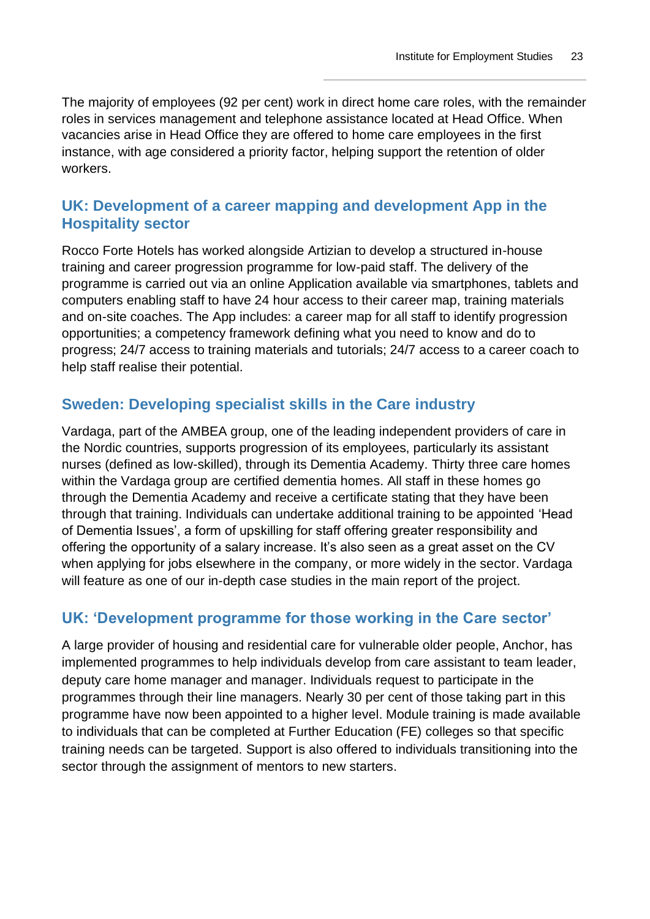The majority of employees (92 per cent) work in direct home care roles, with the remainder roles in services management and telephone assistance located at Head Office. When vacancies arise in Head Office they are offered to home care employees in the first instance, with age considered a priority factor, helping support the retention of older workers.

### UK: Development of a career mapping and development App in the Hospitality sector

Rocco Forte Hotels has worked alongside Artizian to develop a structured in-house training and career progression programme for low-paid staff. The delivery of the programme is carried out via an online Application available via smartphones, tablets and computers enabling staff to have 24 hour access to their career map, training materials and on-site coaches. The App includes: a career map for all staff to identify progression opportunities; a competency framework defining what you need to know and do to progress; 24/7 access to training materials and tutorials; 24/7 access to a career coach to help staff realise their potential.

### Sweden: Developing specialist skills in the Care industry

Vardaga, part of the AMBEA group, one of the leading independent providers of care in the Nordic countries, supports progression of its employees, particularly its assistant nurses (defined as low-skilled), through its Dementia Academy. Thirty three care homes within the Vardaga group are certified dementia homes. All staff in these homes go through the Dementia Academy and receive a certificate stating that they have been through that training. Individuals can undertake additional training to be appointed 'Head of Dementia Issues', a form of upskilling for staff offering greater responsibility and offering the opportunity of a salary increase. It's also seen as a great asset on the CV when applying for jobs elsewhere in the company, or more widely in the sector. Vardaga will feature as one of our in-depth case studies in the main report of the project.

### UK: 'Development programme for those working in the Care sector'

A large provider of housing and residential care for vulnerable older people, Anchor, has implemented programmes to help individuals develop from care assistant to team leader, deputy care home manager and manager. Individuals request to participate in the programmes through their line managers. Nearly 30 per cent of those taking part in this programme have now been appointed to a higher level. Module training is made available to individuals that can be completed at Further Education (FE) colleges so that specific training needs can be targeted. Support is also offered to individuals transitioning into the sector through the assignment of mentors to new starters.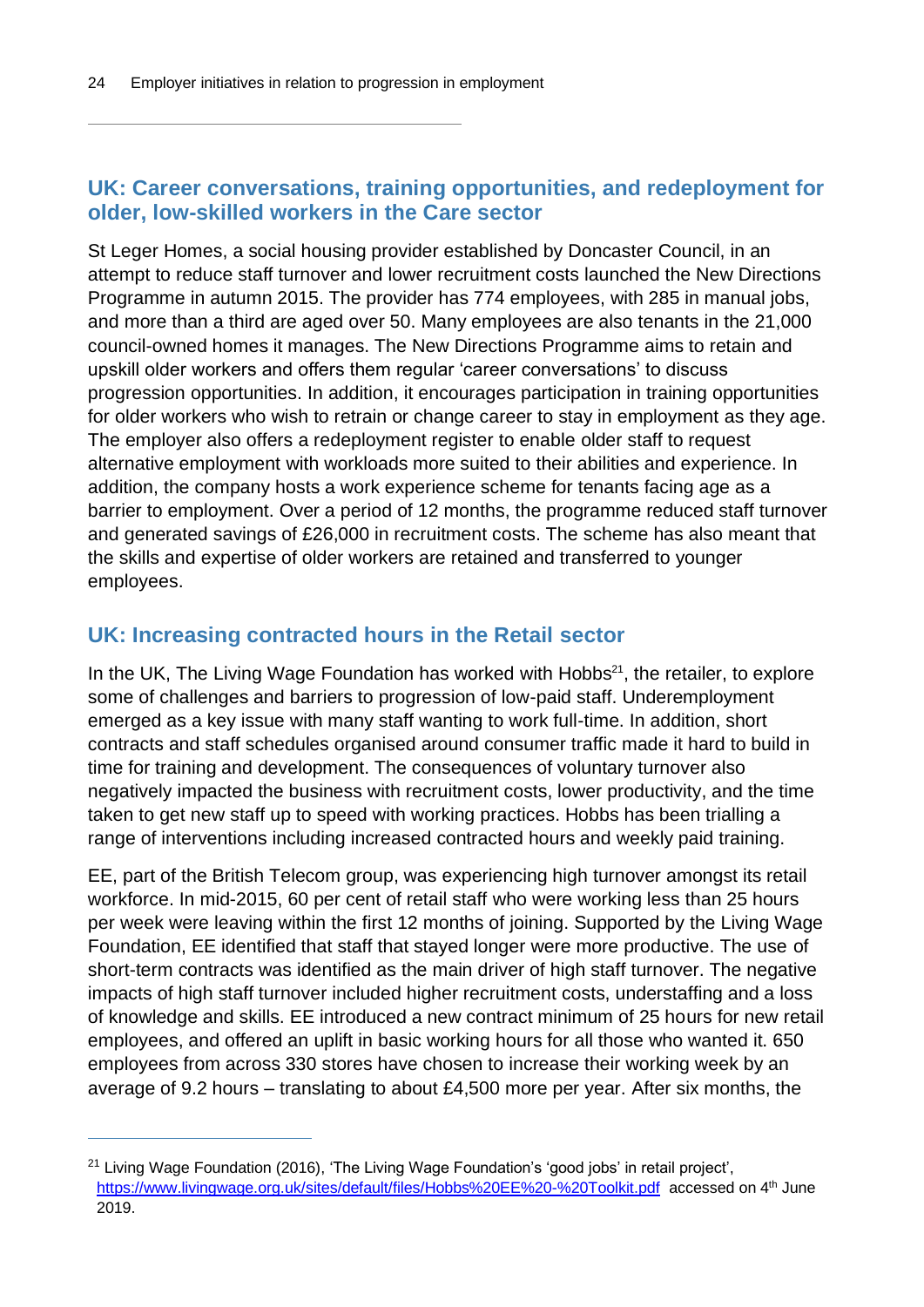## UK: Career conversations, training opportunities, and redeployment for older, low-skilled workers in the Care sector

St Leger Homes, a social housing provider established by Doncaster Council, in an attempt to reduce staff turnover and lower recruitment costs launched the New Directions Programme in autumn 2015. The provider has 774 employees, with 285 in manual jobs, and more than a third are aged over 50. Many employees are also tenants in the 21,000 council-owned homes it manages. The New Directions Programme aims to retain and upskill older workers and offers them regular 'career conversations' to discuss progression opportunities. In addition, it encourages participation in training opportunities for older workers who wish to retrain or change career to stay in employment as they age. The employer also offers a redeployment register to enable older staff to request alternative employment with workloads more suited to their abilities and experience. In addition, the company hosts a work experience scheme for tenants facing age as a barrier to employment. Over a period of 12 months, the programme reduced staff turnover and generated savings of £26,000 in recruitment costs. The scheme has also meant that the skills and expertise of older workers are retained and transferred to younger employees.

## UK: Increasing contracted hours in the Retail sector

In the UK, The Living Wage Foundation has worked with Hobbs[21], the retailer, to explore some of challenges and barriers to progression of low-paid staff. Underemployment emerged as a key issue with many staff wanting to work full-time. In addition, short contracts and staff schedules organised around consumer traffic made it hard to build in time for training and development. The consequences of voluntary turnover also negatively impacted the business with recruitment costs, lower productivity, and the time taken to get new staff up to speed with working practices. Hobbs has been trialling a range of interventions including increased contracted hours and weekly paid training.

EE, part of the British Telecom group, was experiencing high turnover amongst its retail workforce. In mid-2015, 60 per cent of retail staff who were working less than 25 hours per week were leaving within the first 12 months of joining. Supported by the Living Wage Foundation, EE identified that staff that stayed longer were more productive. The use of short-term contracts was identified as the main driver of high staff turnover. The negative impacts of high staff turnover included higher recruitment costs, understaffing and a loss of knowledge and skills. EE introduced a new contract minimum of 25 hours for new retail employees, and offered an uplift in basic working hours for all those who wanted it. 650 employees from across 330 stores have chosen to increase their working week by an average of 9.2 hours – translating to about £4,500 more per year. After six months, the

---

[21] Living Wage Foundation (2016), 'The Living Wage Foundation's 'good jobs' in retail project', https://www.livingwage.org.uk/sites/default/files/Hobbs%20EE%20-%20Toolkit.pdf accessed on 4th June 2019.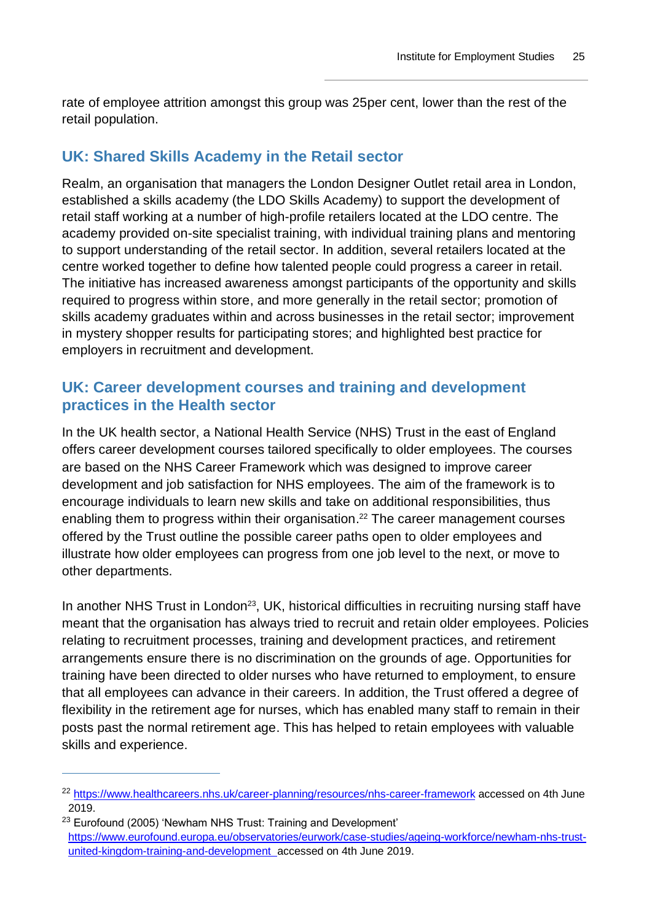rate of employee attrition amongst this group was 25per cent, lower than the rest of the retail population.

## UK: Shared Skills Academy in the Retail sector

Realm, an organisation that managers the London Designer Outlet retail area in London, established a skills academy (the LDO Skills Academy) to support the development of retail staff working at a number of high-profile retailers located at the LDO centre. The academy provided on-site specialist training, with individual training plans and mentoring to support understanding of the retail sector. In addition, several retailers located at the centre worked together to define how talented people could progress a career in retail. The initiative has increased awareness amongst participants of the opportunity and skills required to progress within store, and more generally in the retail sector; promotion of skills academy graduates within and across businesses in the retail sector; improvement in mystery shopper results for participating stores; and highlighted best practice for employers in recruitment and development.

## UK: Career development courses and training and development practices in the Health sector

In the UK health sector, a National Health Service (NHS) Trust in the east of England offers career development courses tailored specifically to older employees. The courses are based on the NHS Career Framework which was designed to improve career development and job satisfaction for NHS employees. The aim of the framework is to encourage individuals to learn new skills and take on additional responsibilities, thus enabling them to progress within their organisation.[22] The career management courses offered by the Trust outline the possible career paths open to older employees and illustrate how older employees can progress from one job level to the next, or move to other departments.

In another NHS Trust in London[23], UK, historical difficulties in recruiting nursing staff have meant that the organisation has always tried to recruit and retain older employees. Policies relating to recruitment processes, training and development practices, and retirement arrangements ensure there is no discrimination on the grounds of age. Opportunities for training have been directed to older nurses who have returned to employment, to ensure that all employees can advance in their careers. In addition, the Trust offered a degree of flexibility in the retirement age for nurses, which has enabled many staff to remain in their posts past the normal retirement age. This has helped to retain employees with valuable skills and experience.

---

[22] https://www.healthcareers.nhs.uk/career-planning/resources/nhs-career-framework accessed on 4th June 2019.

[23] Eurofound (2005) 'Newham NHS Trust: Training and Development' https://www.eurofound.europa.eu/observatories/eurwork/case-studies/ageing-workforce/newham-nhs-trust-united-kingdom-training-and-development accessed on 4th June 2019.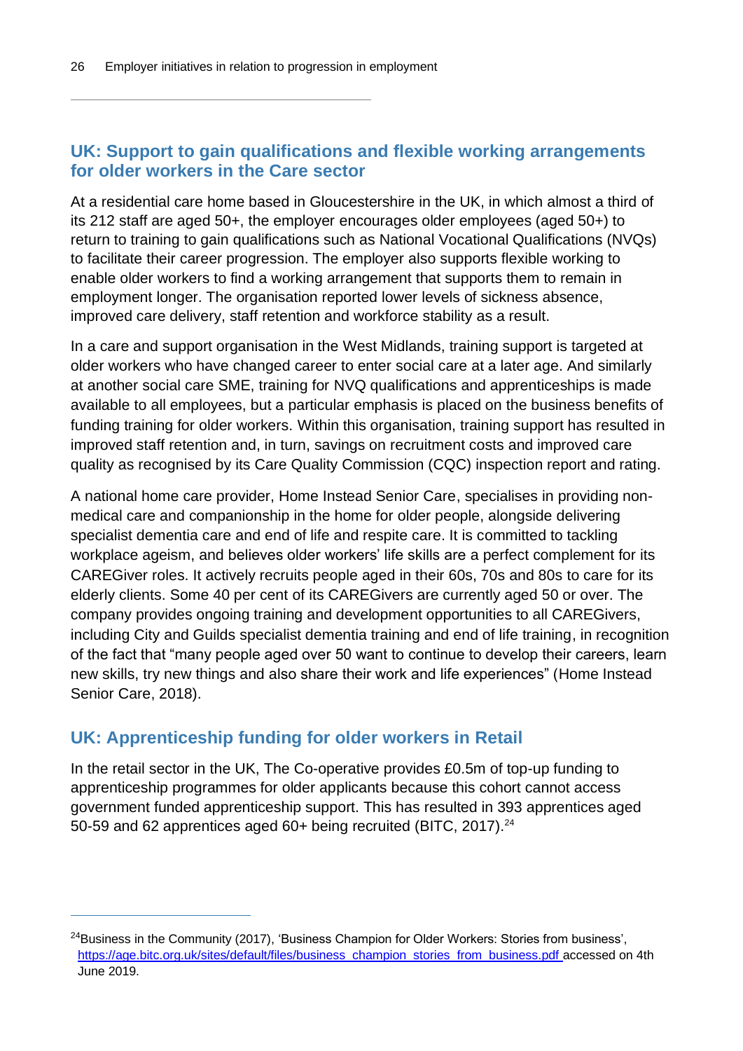## UK: Support to gain qualifications and flexible working arrangements for older workers in the Care sector

At a residential care home based in Gloucestershire in the UK, in which almost a third of its 212 staff are aged 50+, the employer encourages older employees (aged 50+) to return to training to gain qualifications such as National Vocational Qualifications (NVQs) to facilitate their career progression. The employer also supports flexible working to enable older workers to find a working arrangement that supports them to remain in employment longer. The organisation reported lower levels of sickness absence, improved care delivery, staff retention and workforce stability as a result.

In a care and support organisation in the West Midlands, training support is targeted at older workers who have changed career to enter social care at a later age. And similarly at another social care SME, training for NVQ qualifications and apprenticeships is made available to all employees, but a particular emphasis is placed on the business benefits of funding training for older workers. Within this organisation, training support has resulted in improved staff retention and, in turn, savings on recruitment costs and improved care quality as recognised by its Care Quality Commission (CQC) inspection report and rating.

A national home care provider, Home Instead Senior Care, specialises in providing non-medical care and companionship in the home for older people, alongside delivering specialist dementia care and end of life and respite care. It is committed to tackling workplace ageism, and believes older workers' life skills are a perfect complement for its CAREGiver roles. It actively recruits people aged in their 60s, 70s and 80s to care for its elderly clients. Some 40 per cent of its CAREGivers are currently aged 50 or over. The company provides ongoing training and development opportunities to all CAREGivers, including City and Guilds specialist dementia training and end of life training, in recognition of the fact that "many people aged over 50 want to continue to develop their careers, learn new skills, try new things and also share their work and life experiences" (Home Instead Senior Care, 2018).

## UK: Apprenticeship funding for older workers in Retail

In the retail sector in the UK, The Co-operative provides £0.5m of top-up funding to apprenticeship programmes for older applicants because this cohort cannot access government funded apprenticeship support. This has resulted in 393 apprentices aged 50-59 and 62 apprentices aged 60+ being recruited (BITC, 2017).[24]

---

[24] Business in the Community (2017), 'Business Champion for Older Workers: Stories from business', https://age.bitc.org.uk/sites/default/files/business_champion_stories_from_business.pdf accessed on 4th June 2019.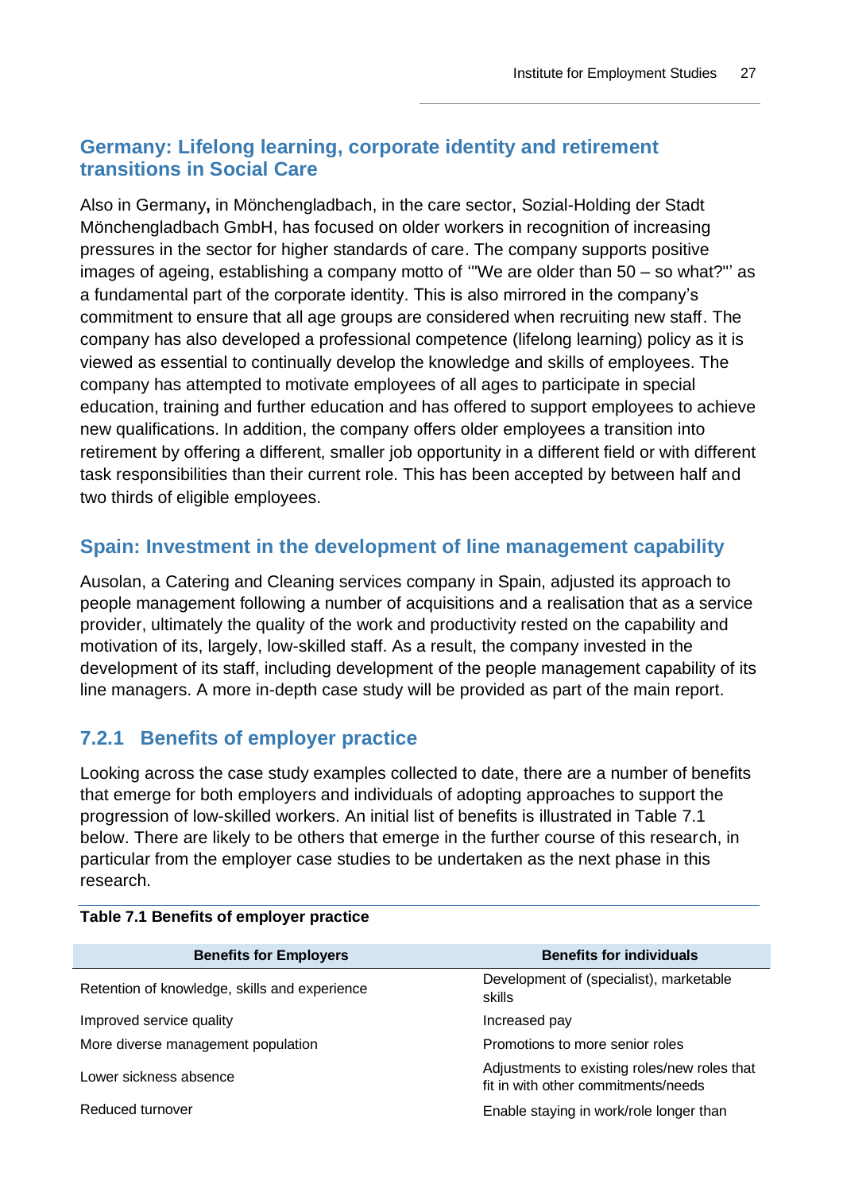## Germany: Lifelong learning, corporate identity and retirement transitions in Social Care

Also in Germany**,** in Mönchengladbach, in the care sector, Sozial-Holding der Stadt Mönchengladbach GmbH, has focused on older workers in recognition of increasing pressures in the sector for higher standards of care. The company supports positive images of ageing, establishing a company motto of '"We are older than 50 – so what?"' as a fundamental part of the corporate identity. This is also mirrored in the company's commitment to ensure that all age groups are considered when recruiting new staff. The company has also developed a professional competence (lifelong learning) policy as it is viewed as essential to continually develop the knowledge and skills of employees. The company has attempted to motivate employees of all ages to participate in special education, training and further education and has offered to support employees to achieve new qualifications. In addition, the company offers older employees a transition into retirement by offering a different, smaller job opportunity in a different field or with different task responsibilities than their current role. This has been accepted by between half and two thirds of eligible employees.

## Spain: Investment in the development of line management capability

Ausolan, a Catering and Cleaning services company in Spain, adjusted its approach to people management following a number of acquisitions and a realisation that as a service provider, ultimately the quality of the work and productivity rested on the capability and motivation of its, largely, low-skilled staff. As a result, the company invested in the development of its staff, including development of the people management capability of its line managers. A more in-depth case study will be provided as part of the main report.

### 7.2.1 Benefits of employer practice

Looking across the case study examples collected to date, there are a number of benefits that emerge for both employers and individuals of adopting approaches to support the progression of low-skilled workers. An initial list of benefits is illustrated in Table 7.1 below. There are likely to be others that emerge in the further course of this research, in particular from the employer case studies to be undertaken as the next phase in this research.

**Table 7.1 Benefits of employer practice**

| Benefits for Employers | Benefits for individuals |
| --- | --- |
| Retention of knowledge, skills and experience | Development of (specialist), marketable skills |
| Improved service quality | Increased pay |
| More diverse management population | Promotions to more senior roles |
| Lower sickness absence | Adjustments to existing roles/new roles that fit in with other commitments/needs |
| Reduced turnover | Enable staying in work/role longer than |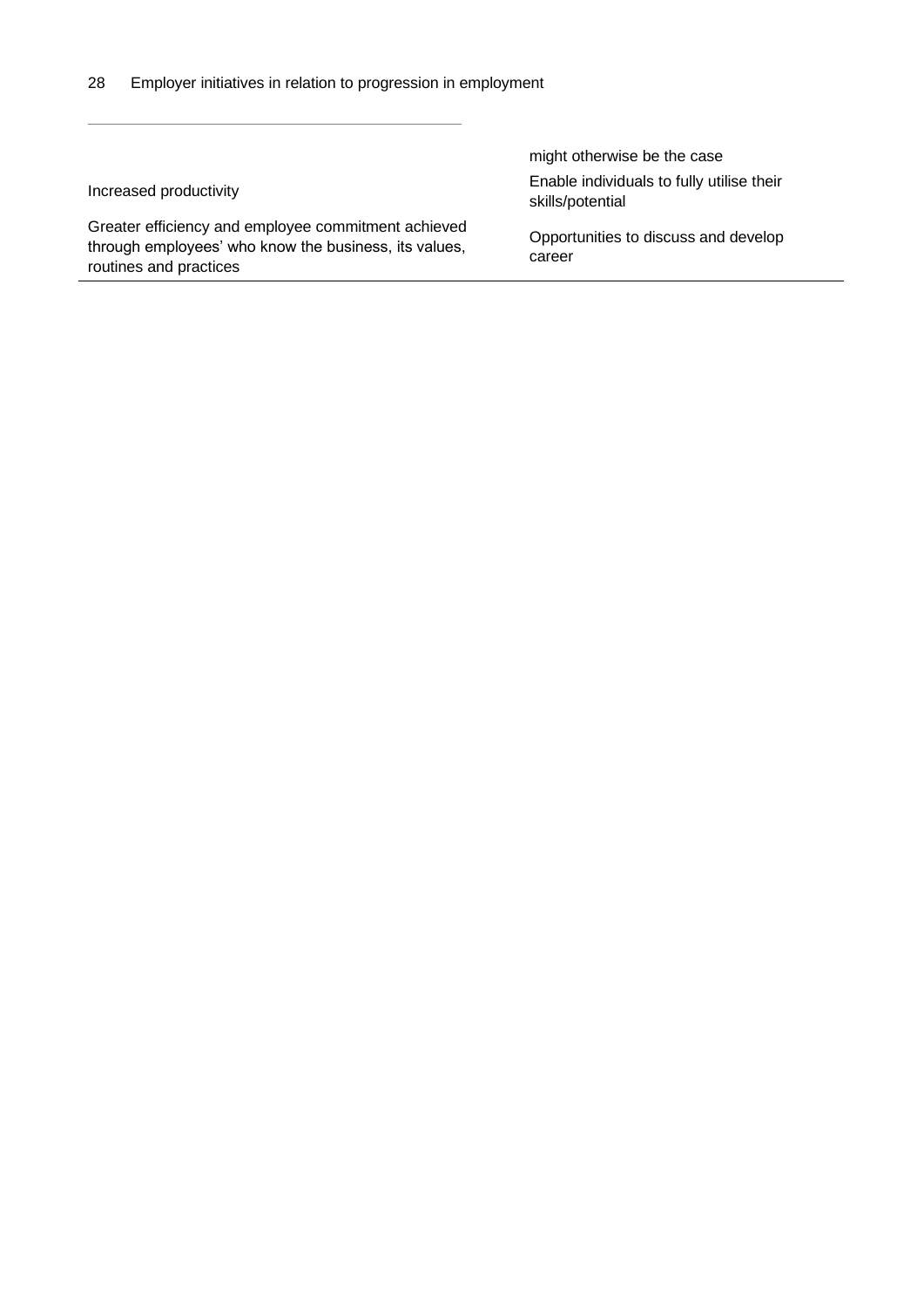| | |
|---|---|
| | might otherwise be the case |
| Increased productivity | Enable individuals to fully utilise their skills/potential |
| Greater efficiency and employee commitment achieved through employees' who know the business, its values, routines and practices | Opportunities to discuss and develop career |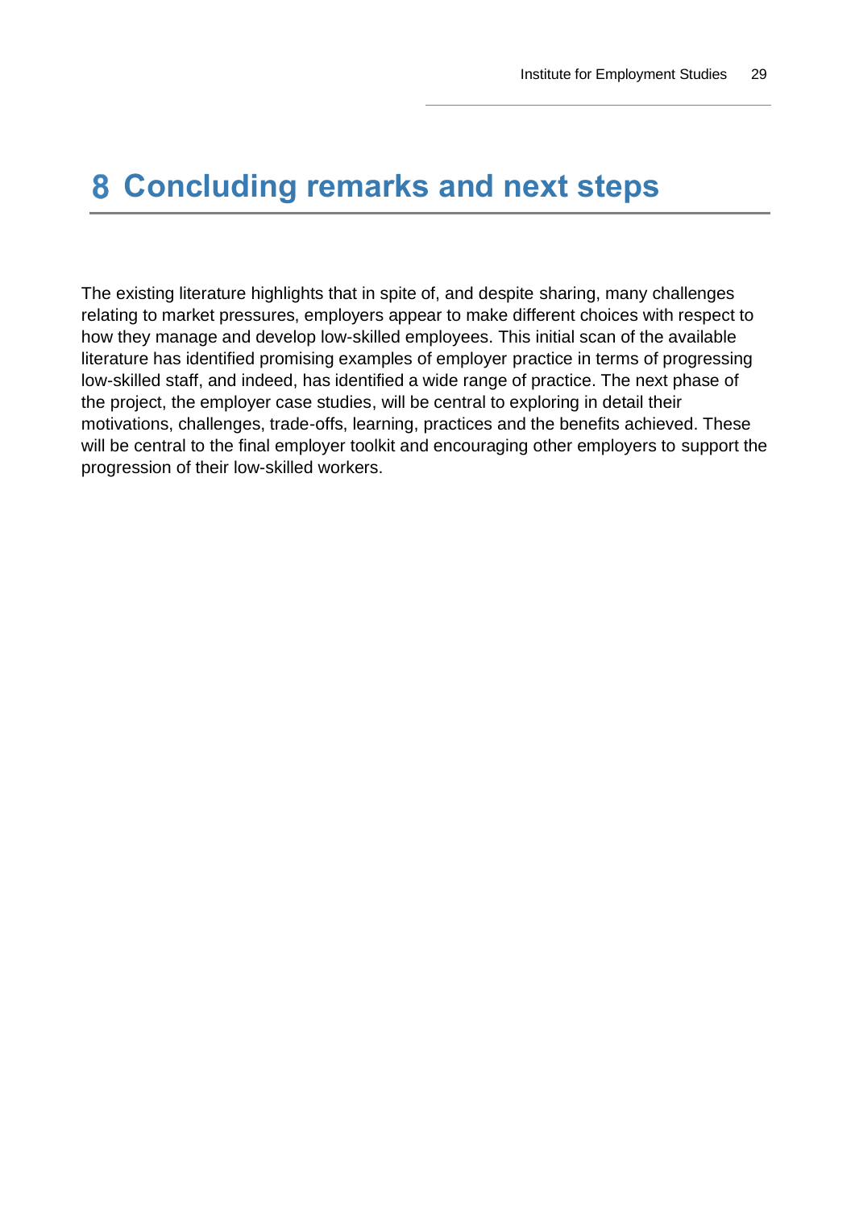# 8 Concluding remarks and next steps

The existing literature highlights that in spite of, and despite sharing, many challenges relating to market pressures, employers appear to make different choices with respect to how they manage and develop low-skilled employees. This initial scan of the available literature has identified promising examples of employer practice in terms of progressing low-skilled staff, and indeed, has identified a wide range of practice. The next phase of the project, the employer case studies, will be central to exploring in detail their motivations, challenges, trade-offs, learning, practices and the benefits achieved. These will be central to the final employer toolkit and encouraging other employers to support the progression of their low-skilled workers.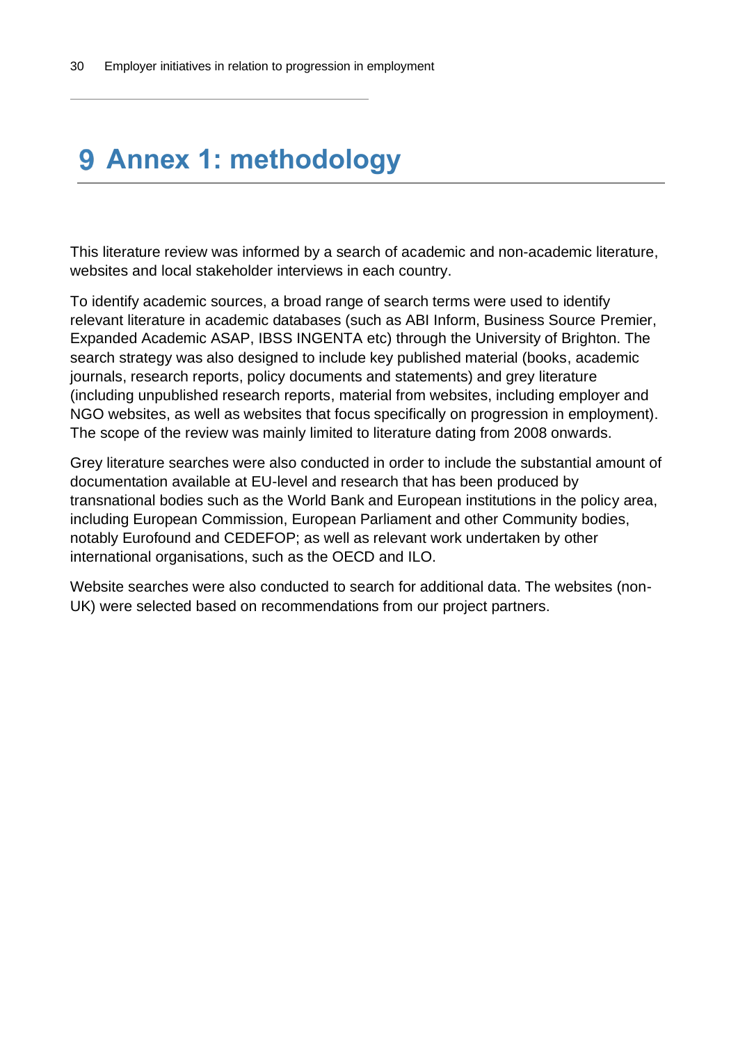# 9 Annex 1: methodology

This literature review was informed by a search of academic and non-academic literature, websites and local stakeholder interviews in each country.

To identify academic sources, a broad range of search terms were used to identify relevant literature in academic databases (such as ABI Inform, Business Source Premier, Expanded Academic ASAP, IBSS INGENTA etc) through the University of Brighton. The search strategy was also designed to include key published material (books, academic journals, research reports, policy documents and statements) and grey literature (including unpublished research reports, material from websites, including employer and NGO websites, as well as websites that focus specifically on progression in employment). The scope of the review was mainly limited to literature dating from 2008 onwards.

Grey literature searches were also conducted in order to include the substantial amount of documentation available at EU-level and research that has been produced by transnational bodies such as the World Bank and European institutions in the policy area, including European Commission, European Parliament and other Community bodies, notably Eurofound and CEDEFOP; as well as relevant work undertaken by other international organisations, such as the OECD and ILO.

Website searches were also conducted to search for additional data. The websites (non-UK) were selected based on recommendations from our project partners.